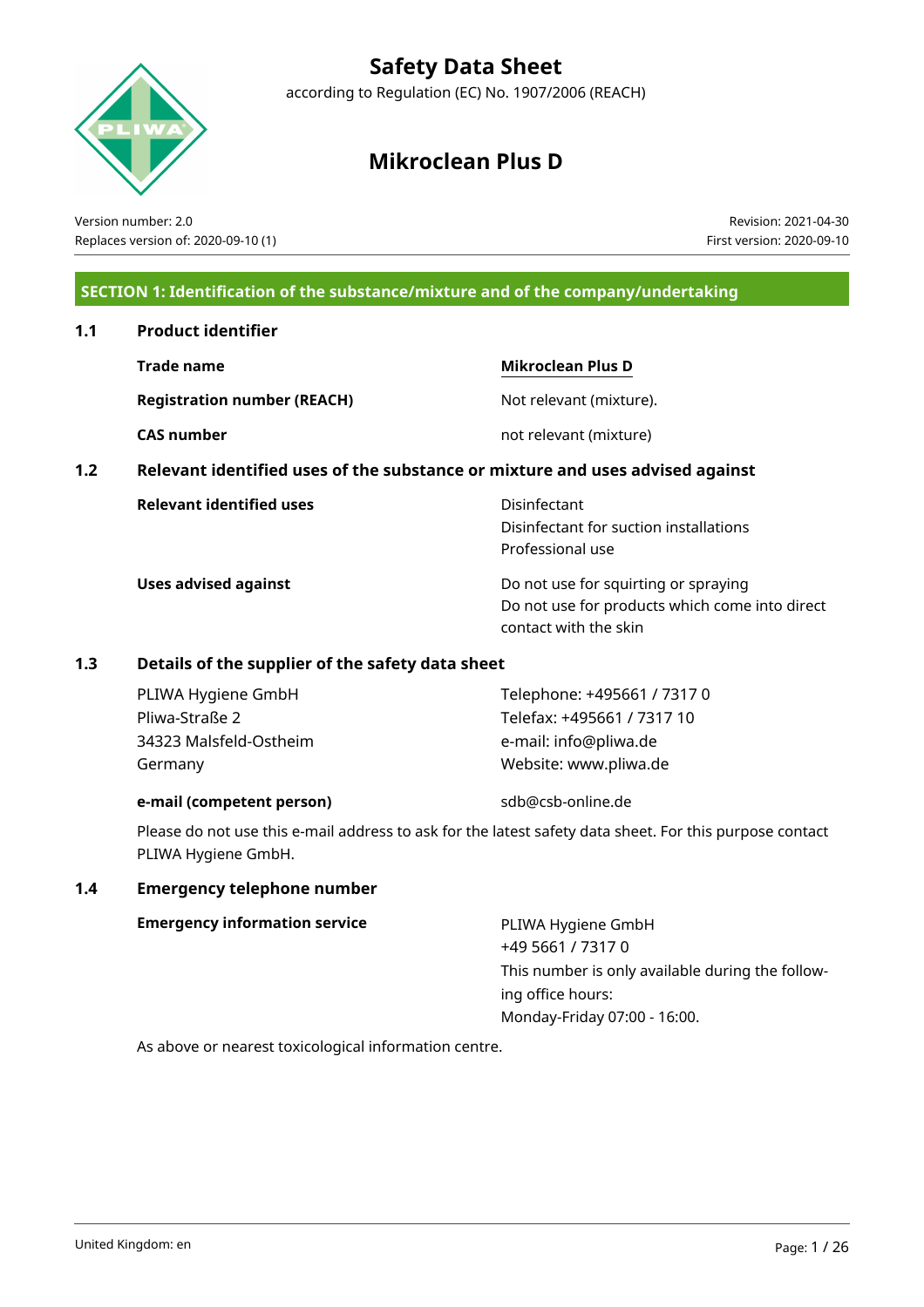# Safety Data Sheet

according to Regulation (EC) No. 1907/2006 (REACH)

# Mikroclean Plus D

Version number: 2.0
Replaces version of: 2020-09-10 (1)

Revision: 2021-04-30
First version: 2020-09-10

## SECTION 1: Identification of the substance/mixture and of the company/undertaking

### 1.1 Product identifier

| | |
|---|---|
| **Trade name** | **Mikroclean Plus D** |
| **Registration number (REACH)** | Not relevant (mixture). |
| **CAS number** | not relevant (mixture) |

### 1.2 Relevant identified uses of the substance or mixture and uses advised against

| | |
|---|---|
| **Relevant identified uses** | Disinfectant<br>Disinfectant for suction installations<br>Professional use |
| **Uses advised against** | Do not use for squirting or spraying<br>Do not use for products which come into direct contact with the skin |

### 1.3 Details of the supplier of the safety data sheet

PLIWA Hygiene GmbH
Pliwa-Straße 2
34323 Malsfeld-Ostheim
Germany

Telephone: +495661 / 7317 0
Telefax: +495661 / 7317 10
e-mail: info@pliwa.de
Website: www.pliwa.de

**e-mail (competent person)** sdb@csb-online.de

Please do not use this e-mail address to ask for the latest safety data sheet. For this purpose contact PLIWA Hygiene GmbH.

### 1.4 Emergency telephone number

**Emergency information service**

PLIWA Hygiene GmbH
+49 5661 / 7317 0
This number is only available during the following office hours:
Monday-Friday 07:00 - 16:00.

As above or nearest toxicological information centre.

United Kingdom: en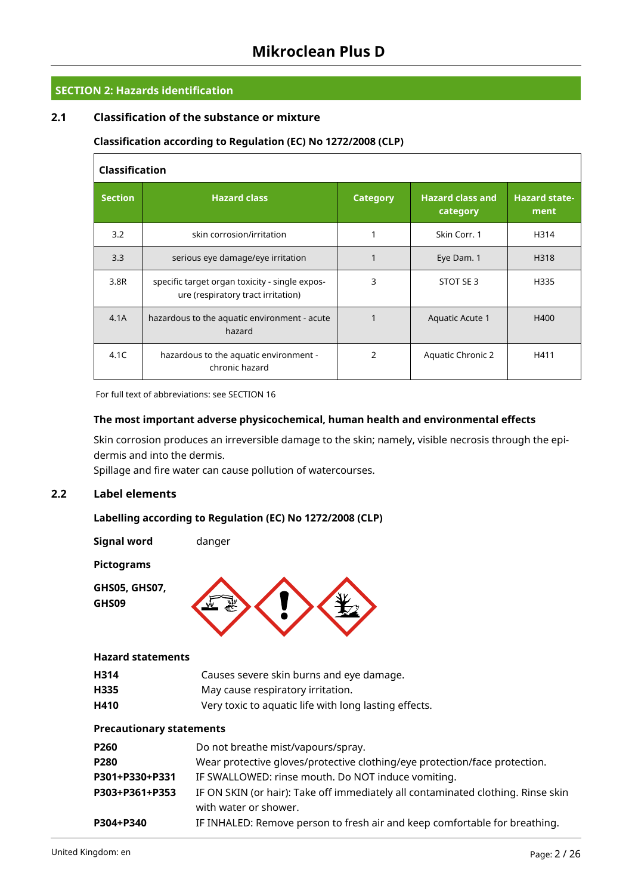# Mikroclean Plus D

## SECTION 2: Hazards identification

### 2.1 Classification of the substance or mixture

**Classification according to Regulation (EC) No 1272/2008 (CLP)**

**Classification**

| Section | Hazard class | Category | Hazard class and category | Hazard statement |
|---|---|---|---|---|
| 3.2 | skin corrosion/irritation | 1 | Skin Corr. 1 | H314 |
| 3.3 | serious eye damage/eye irritation | 1 | Eye Dam. 1 | H318 |
| 3.8R | specific target organ toxicity - single exposure (respiratory tract irritation) | 3 | STOT SE 3 | H335 |
| 4.1A | hazardous to the aquatic environment - acute hazard | 1 | Aquatic Acute 1 | H400 |
| 4.1C | hazardous to the aquatic environment - chronic hazard | 2 | Aquatic Chronic 2 | H411 |

For full text of abbreviations: see SECTION 16

**The most important adverse physicochemical, human health and environmental effects**

Skin corrosion produces an irreversible damage to the skin; namely, visible necrosis through the epidermis and into the dermis.
Spillage and fire water can cause pollution of watercourses.

### 2.2 Label elements

**Labelling according to Regulation (EC) No 1272/2008 (CLP)**

**Signal word** danger

**Pictograms**

**GHS05, GHS07, GHS09**

**Hazard statements**

| | |
|---|---|
| **H314** | Causes severe skin burns and eye damage. |
| **H335** | May cause respiratory irritation. |
| **H410** | Very toxic to aquatic life with long lasting effects. |

**Precautionary statements**

| | |
|---|---|
| **P260** | Do not breathe mist/vapours/spray. |
| **P280** | Wear protective gloves/protective clothing/eye protection/face protection. |
| **P301+P330+P331** | IF SWALLOWED: rinse mouth. Do NOT induce vomiting. |
| **P303+P361+P353** | IF ON SKIN (or hair): Take off immediately all contaminated clothing. Rinse skin with water or shower. |
| **P304+P340** | IF INHALED: Remove person to fresh air and keep comfortable for breathing. |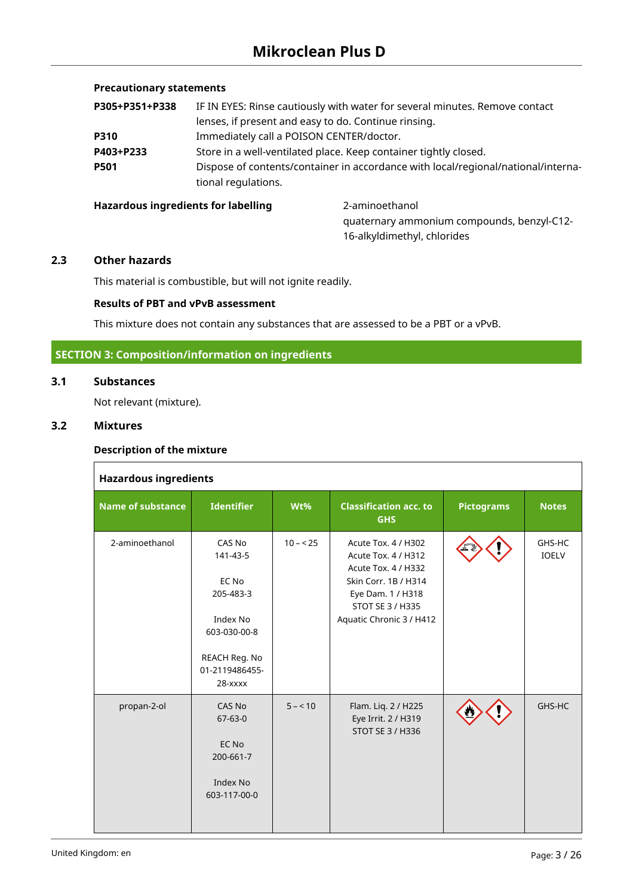**Precautionary statements**

| | |
|---|---|
| **P305+P351+P338** | IF IN EYES: Rinse cautiously with water for several minutes. Remove contact lenses, if present and easy to do. Continue rinsing. |
| **P310** | Immediately call a POISON CENTER/doctor. |
| **P403+P233** | Store in a well-ventilated place. Keep container tightly closed. |
| **P501** | Dispose of contents/container in accordance with local/regional/national/international regulations. |

**Hazardous ingredients for labelling** 2-aminoethanol
quaternary ammonium compounds, benzyl-C12-16-alkyldimethyl, chlorides

## 2.3 Other hazards

This material is combustible, but will not ignite readily.

**Results of PBT and vPvB assessment**

This mixture does not contain any substances that are assessed to be a PBT or a vPvB.

# SECTION 3: Composition/information on ingredients

## 3.1 Substances

Not relevant (mixture).

## 3.2 Mixtures

**Description of the mixture**

**Hazardous ingredients**

| Name of substance | Identifier | Wt% | Classification acc. to GHS | Pictograms | Notes |
|---|---|---|---|---|---|
| 2-aminoethanol | CAS No<br>141-43-5<br><br>EC No<br>205-483-3<br><br>Index No<br>603-030-00-8<br><br>REACH Reg. No<br>01-2119486455-28-xxxx | 10 – < 25 | Acute Tox. 4 / H302<br>Acute Tox. 4 / H312<br>Acute Tox. 4 / H332<br>Skin Corr. 1B / H314<br>Eye Dam. 1 / H318<br>STOT SE 3 / H335<br>Aquatic Chronic 3 / H412 | | GHS-HC<br>IOELV |
| propan-2-ol | CAS No<br>67-63-0<br><br>EC No<br>200-661-7<br><br>Index No<br>603-117-00-0 | 5 – < 10 | Flam. Liq. 2 / H225<br>Eye Irrit. 2 / H319<br>STOT SE 3 / H336 | | GHS-HC |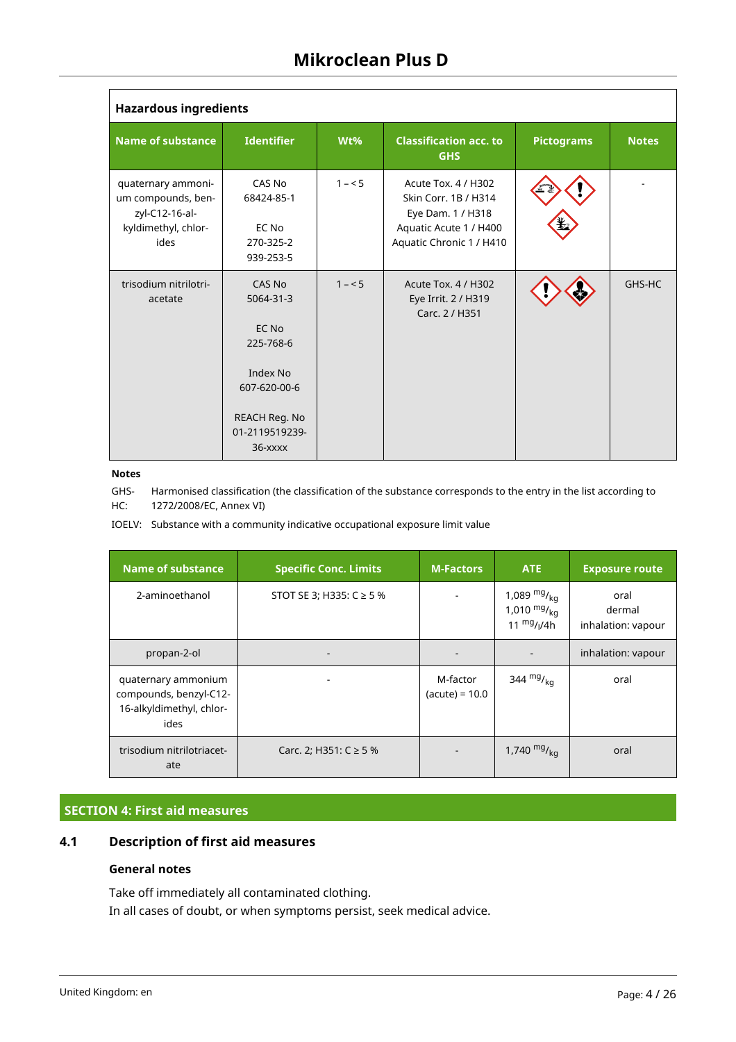| Hazardous ingredients | | | | | |
|---|---|---|---|---|---|
| **Name of substance** | **Identifier** | **Wt%** | **Classification acc. to GHS** | **Pictograms** | **Notes** |
| quaternary ammonium compounds, benzyl-C12-16-alkyldimethyl, chlorides | CAS No<br>68424-85-1<br><br>EC No<br>270-325-2<br>939-253-5 | 1 – < 5 | Acute Tox. 4 / H302<br>Skin Corr. 1B / H314<br>Eye Dam. 1 / H318<br>Aquatic Acute 1 / H400<br>Aquatic Chronic 1 / H410 | | - |
| trisodium nitrilotriacetate | CAS No<br>5064-31-3<br><br>EC No<br>225-768-6<br><br>Index No<br>607-620-00-6<br><br>REACH Reg. No<br>01-2119519239-36-xxxx | 1 – < 5 | Acute Tox. 4 / H302<br>Eye Irrit. 2 / H319<br>Carc. 2 / H351 | | GHS-HC |

**Notes**

GHS-HC: Harmonised classification (the classification of the substance corresponds to the entry in the list according to 1272/2008/EC, Annex VI)

IOELV: Substance with a community indicative occupational exposure limit value

| Name of substance | Specific Conc. Limits | M-Factors | ATE | Exposure route |
|---|---|---|---|---|
| 2-aminoethanol | STOT SE 3; H335: C ≥ 5 % | - | 1,089 $^{mg}/_{kg}$<br>1,010 $^{mg}/_{kg}$<br>11 $^{mg}/_{l}$/4h | oral<br>dermal<br>inhalation: vapour |
| propan-2-ol | - | - | - | inhalation: vapour |
| quaternary ammonium compounds, benzyl-C12-16-alkyldimethyl, chlorides | - | M-factor (acute) = 10.0 | 344 $^{mg}/_{kg}$ | oral |
| trisodium nitrilotriacetate | Carc. 2; H351: C ≥ 5 % | - | 1,740 $^{mg}/_{kg}$ | oral |

## SECTION 4: First aid measures

### 4.1 Description of first aid measures

**General notes**

Take off immediately all contaminated clothing.
In all cases of doubt, or when symptoms persist, seek medical advice.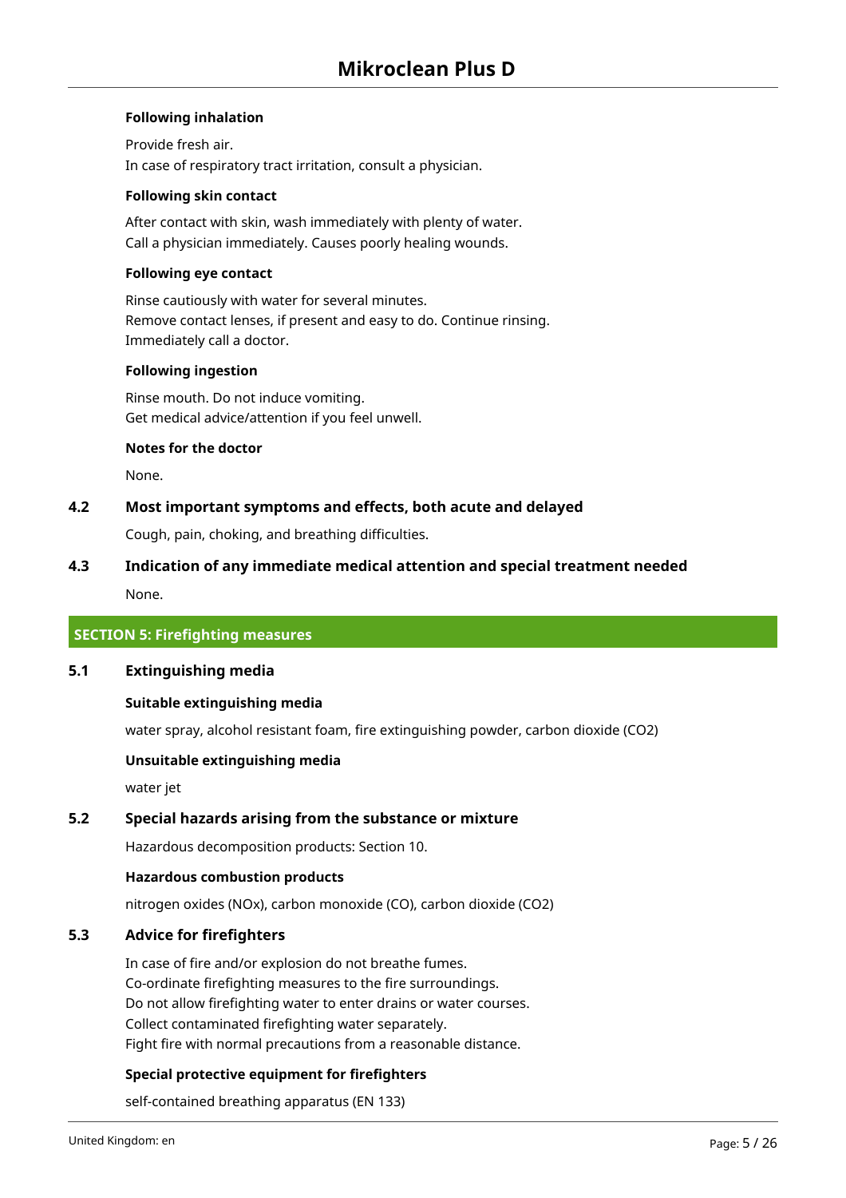#### Following inhalation

Provide fresh air.
In case of respiratory tract irritation, consult a physician.

#### Following skin contact

After contact with skin, wash immediately with plenty of water.
Call a physician immediately. Causes poorly healing wounds.

#### Following eye contact

Rinse cautiously with water for several minutes.
Remove contact lenses, if present and easy to do. Continue rinsing.
Immediately call a doctor.

#### Following ingestion

Rinse mouth. Do not induce vomiting.
Get medical advice/attention if you feel unwell.

#### Notes for the doctor

None.

### 4.2 Most important symptoms and effects, both acute and delayed

Cough, pain, choking, and breathing difficulties.

### 4.3 Indication of any immediate medical attention and special treatment needed

None.

## SECTION 5: Firefighting measures

### 5.1 Extinguishing media

#### Suitable extinguishing media

water spray, alcohol resistant foam, fire extinguishing powder, carbon dioxide ($CO_2$)

#### Unsuitable extinguishing media

water jet

### 5.2 Special hazards arising from the substance or mixture

Hazardous decomposition products: Section 10.

#### Hazardous combustion products

nitrogen oxides ($NO_x$), carbon monoxide (CO), carbon dioxide ($CO_2$)

### 5.3 Advice for firefighters

In case of fire and/or explosion do not breathe fumes.
Co-ordinate firefighting measures to the fire surroundings.
Do not allow firefighting water to enter drains or water courses.
Collect contaminated firefighting water separately.
Fight fire with normal precautions from a reasonable distance.

#### Special protective equipment for firefighters

self-contained breathing apparatus (EN 133)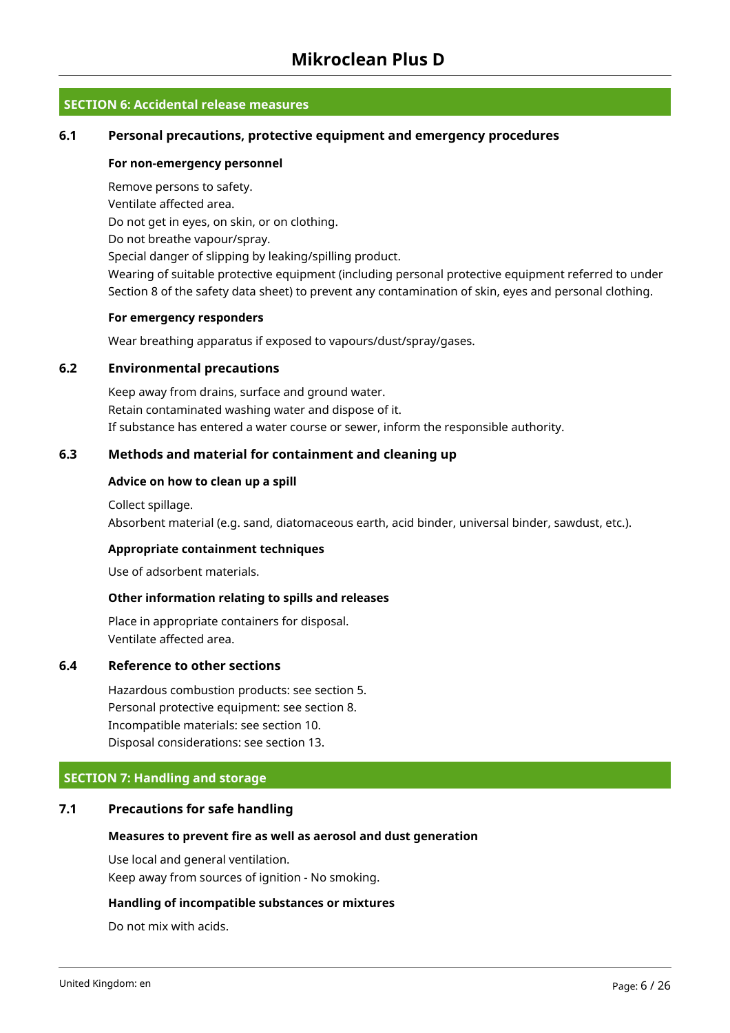## SECTION 6: Accidental release measures

### 6.1 Personal precautions, protective equipment and emergency procedures

**For non-emergency personnel**

Remove persons to safety.
Ventilate affected area.
Do not get in eyes, on skin, or on clothing.
Do not breathe vapour/spray.
Special danger of slipping by leaking/spilling product.
Wearing of suitable protective equipment (including personal protective equipment referred to under Section 8 of the safety data sheet) to prevent any contamination of skin, eyes and personal clothing.

**For emergency responders**

Wear breathing apparatus if exposed to vapours/dust/spray/gases.

### 6.2 Environmental precautions

Keep away from drains, surface and ground water.
Retain contaminated washing water and dispose of it.
If substance has entered a water course or sewer, inform the responsible authority.

### 6.3 Methods and material for containment and cleaning up

**Advice on how to clean up a spill**

Collect spillage.
Absorbent material (e.g. sand, diatomaceous earth, acid binder, universal binder, sawdust, etc.).

**Appropriate containment techniques**

Use of adsorbent materials.

**Other information relating to spills and releases**

Place in appropriate containers for disposal.
Ventilate affected area.

### 6.4 Reference to other sections

Hazardous combustion products: see section 5.
Personal protective equipment: see section 8.
Incompatible materials: see section 10.
Disposal considerations: see section 13.

## SECTION 7: Handling and storage

### 7.1 Precautions for safe handling

**Measures to prevent fire as well as aerosol and dust generation**

Use local and general ventilation.
Keep away from sources of ignition - No smoking.

**Handling of incompatible substances or mixtures**

Do not mix with acids.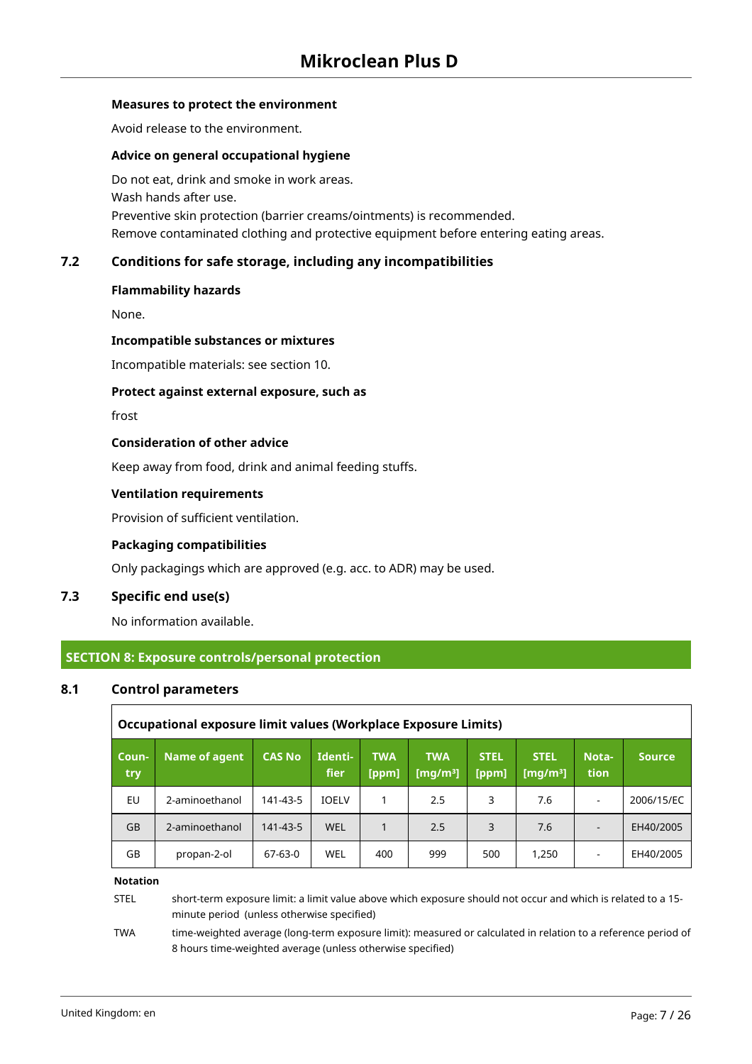**Measures to protect the environment**

Avoid release to the environment.

**Advice on general occupational hygiene**

Do not eat, drink and smoke in work areas.
Wash hands after use.
Preventive skin protection (barrier creams/ointments) is recommended.
Remove contaminated clothing and protective equipment before entering eating areas.

### 7.2 Conditions for safe storage, including any incompatibilities

**Flammability hazards**

None.

**Incompatible substances or mixtures**

Incompatible materials: see section 10.

**Protect against external exposure, such as**

frost

**Consideration of other advice**

Keep away from food, drink and animal feeding stuffs.

**Ventilation requirements**

Provision of sufficient ventilation.

**Packaging compatibilities**

Only packagings which are approved (e.g. acc. to ADR) may be used.

### 7.3 Specific end use(s)

No information available.

## SECTION 8: Exposure controls/personal protection

### 8.1 Control parameters

**Occupational exposure limit values (Workplace Exposure Limits)**

| Country | Name of agent | CAS No | Identifier | TWA [ppm] | TWA [mg/m³] | STEL [ppm] | STEL [mg/m³] | Notation | Source |
|---|---|---|---|---|---|---|---|---|---|
| EU | 2-aminoethanol | 141-43-5 | IOELV | 1 | 2.5 | 3 | 7.6 | - | 2006/15/EC |
| GB | 2-aminoethanol | 141-43-5 | WEL | 1 | 2.5 | 3 | 7.6 | - | EH40/2005 |
| GB | propan-2-ol | 67-63-0 | WEL | 400 | 999 | 500 | 1,250 | - | EH40/2005 |

**Notation**

STEL short-term exposure limit: a limit value above which exposure should not occur and which is related to a 15-minute period (unless otherwise specified)

TWA time-weighted average (long-term exposure limit): measured or calculated in relation to a reference period of 8 hours time-weighted average (unless otherwise specified)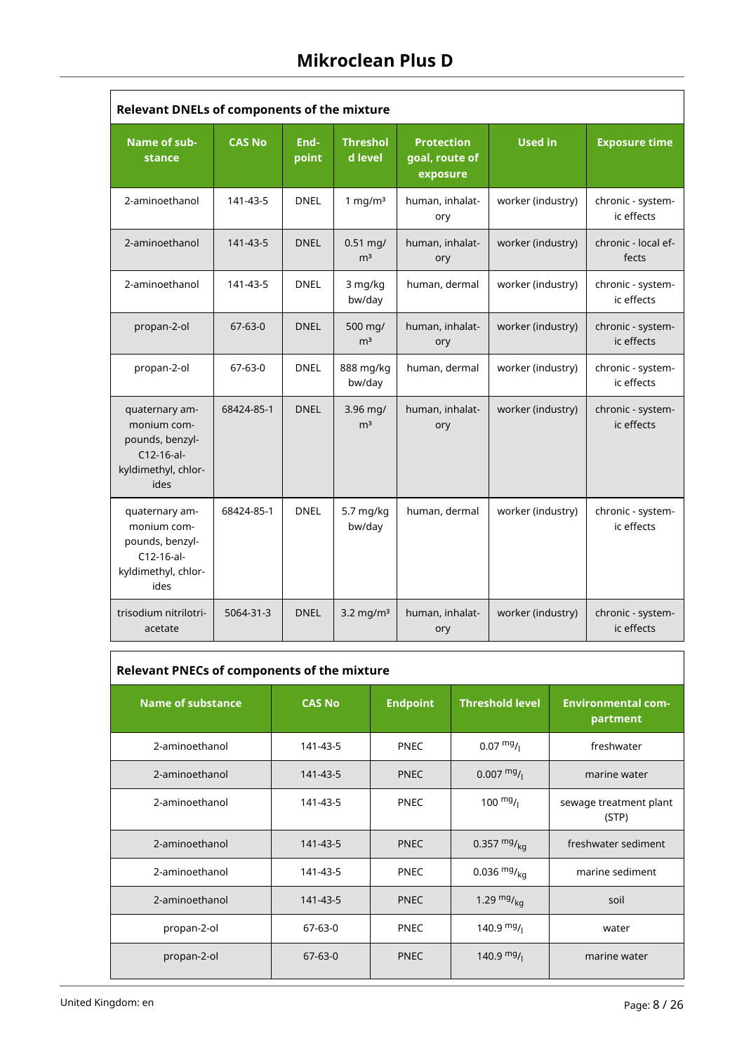| Relevant DNELs of components of the mixture | | | | | | |
|---|---|---|---|---|---|---|
| **Name of substance** | **CAS No** | **Endpoint** | **Threshold level** | **Protection goal, route of exposure** | **Used in** | **Exposure time** |
| 2-aminoethanol | 141-43-5 | DNEL | 1 mg/m³ | human, inhalatory | worker (industry) | chronic - systemic effects |
| 2-aminoethanol | 141-43-5 | DNEL | 0.51 mg/m³ | human, inhalatory | worker (industry) | chronic - local effects |
| 2-aminoethanol | 141-43-5 | DNEL | 3 mg/kg bw/day | human, dermal | worker (industry) | chronic - systemic effects |
| propan-2-ol | 67-63-0 | DNEL | 500 mg/m³ | human, inhalatory | worker (industry) | chronic - systemic effects |
| propan-2-ol | 67-63-0 | DNEL | 888 mg/kg bw/day | human, dermal | worker (industry) | chronic - systemic effects |
| quaternary ammonium compounds, benzyl-C12-16-alkyldimethyl, chlorides | 68424-85-1 | DNEL | 3.96 mg/m³ | human, inhalatory | worker (industry) | chronic - systemic effects |
| quaternary ammonium compounds, benzyl-C12-16-alkyldimethyl, chlorides | 68424-85-1 | DNEL | 5.7 mg/kg bw/day | human, dermal | worker (industry) | chronic - systemic effects |
| trisodium nitrilotriacetate | 5064-31-3 | DNEL | 3.2 mg/m³ | human, inhalatory | worker (industry) | chronic - systemic effects |

| Relevant PNECs of components of the mixture | | | | |
|---|---|---|---|---|
| **Name of substance** | **CAS No** | **Endpoint** | **Threshold level** | **Environmental compartment** |
| 2-aminoethanol | 141-43-5 | PNEC | 0.07 mg/l | freshwater |
| 2-aminoethanol | 141-43-5 | PNEC | 0.007 mg/l | marine water |
| 2-aminoethanol | 141-43-5 | PNEC | 100 mg/l | sewage treatment plant (STP) |
| 2-aminoethanol | 141-43-5 | PNEC | 0.357 mg/kg | freshwater sediment |
| 2-aminoethanol | 141-43-5 | PNEC | 0.036 mg/kg | marine sediment |
| 2-aminoethanol | 141-43-5 | PNEC | 1.29 mg/kg | soil |
| propan-2-ol | 67-63-0 | PNEC | 140.9 mg/l | water |
| propan-2-ol | 67-63-0 | PNEC | 140.9 mg/l | marine water |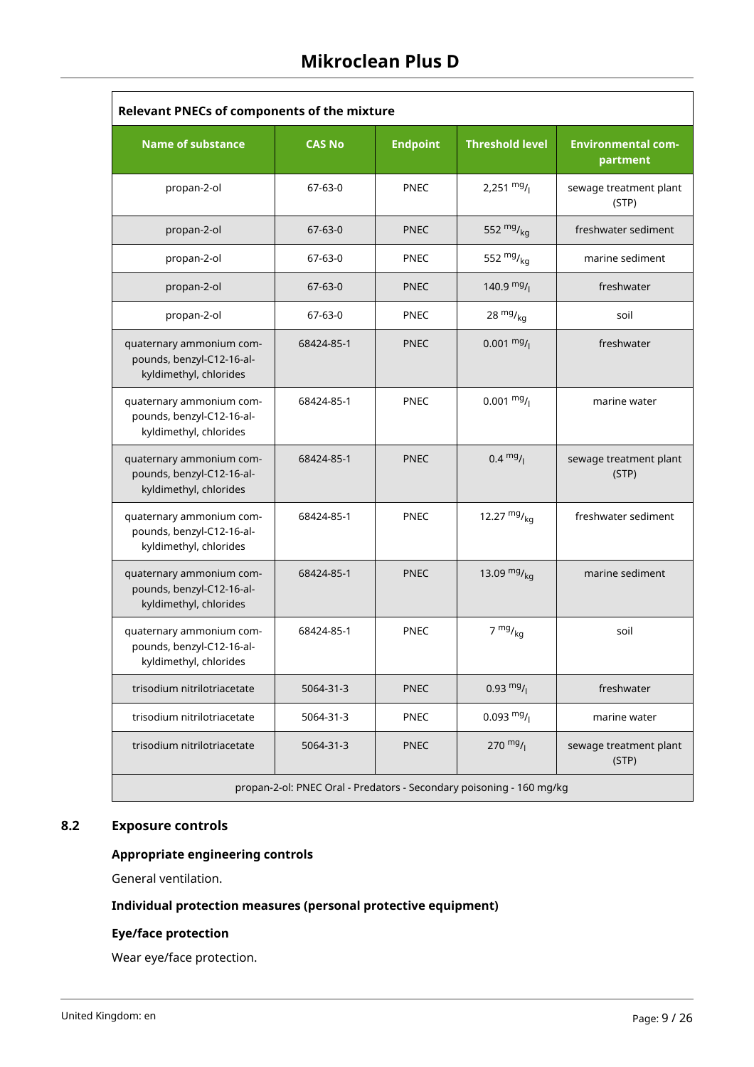| Relevant PNECs of components of the mixture | | | | |
|---|---|---|---|---|
| **Name of substance** | **CAS No** | **Endpoint** | **Threshold level** | **Environmental compartment** |
| propan-2-ol | 67-63-0 | PNEC | 2,251 $^{mg}/_{l}$ | sewage treatment plant (STP) |
| propan-2-ol | 67-63-0 | PNEC | 552 $^{mg}/_{kg}$ | freshwater sediment |
| propan-2-ol | 67-63-0 | PNEC | 552 $^{mg}/_{kg}$ | marine sediment |
| propan-2-ol | 67-63-0 | PNEC | 140.9 $^{mg}/_{l}$ | freshwater |
| propan-2-ol | 67-63-0 | PNEC | 28 $^{mg}/_{kg}$ | soil |
| quaternary ammonium compounds, benzyl-C12-16-alkyldimethyl, chlorides | 68424-85-1 | PNEC | 0.001 $^{mg}/_{l}$ | freshwater |
| quaternary ammonium compounds, benzyl-C12-16-alkyldimethyl, chlorides | 68424-85-1 | PNEC | 0.001 $^{mg}/_{l}$ | marine water |
| quaternary ammonium compounds, benzyl-C12-16-alkyldimethyl, chlorides | 68424-85-1 | PNEC | 0.4 $^{mg}/_{l}$ | sewage treatment plant (STP) |
| quaternary ammonium compounds, benzyl-C12-16-alkyldimethyl, chlorides | 68424-85-1 | PNEC | 12.27 $^{mg}/_{kg}$ | freshwater sediment |
| quaternary ammonium compounds, benzyl-C12-16-alkyldimethyl, chlorides | 68424-85-1 | PNEC | 13.09 $^{mg}/_{kg}$ | marine sediment |
| quaternary ammonium compounds, benzyl-C12-16-alkyldimethyl, chlorides | 68424-85-1 | PNEC | 7 $^{mg}/_{kg}$ | soil |
| trisodium nitrilotriacetate | 5064-31-3 | PNEC | 0.93 $^{mg}/_{l}$ | freshwater |
| trisodium nitrilotriacetate | 5064-31-3 | PNEC | 0.093 $^{mg}/_{l}$ | marine water |
| trisodium nitrilotriacetate | 5064-31-3 | PNEC | 270 $^{mg}/_{l}$ | sewage treatment plant (STP) |
| propan-2-ol: PNEC Oral - Predators - Secondary poisoning - 160 mg/kg | | | | |

## 8.2 Exposure controls

### Appropriate engineering controls

General ventilation.

### Individual protection measures (personal protective equipment)

### Eye/face protection

Wear eye/face protection.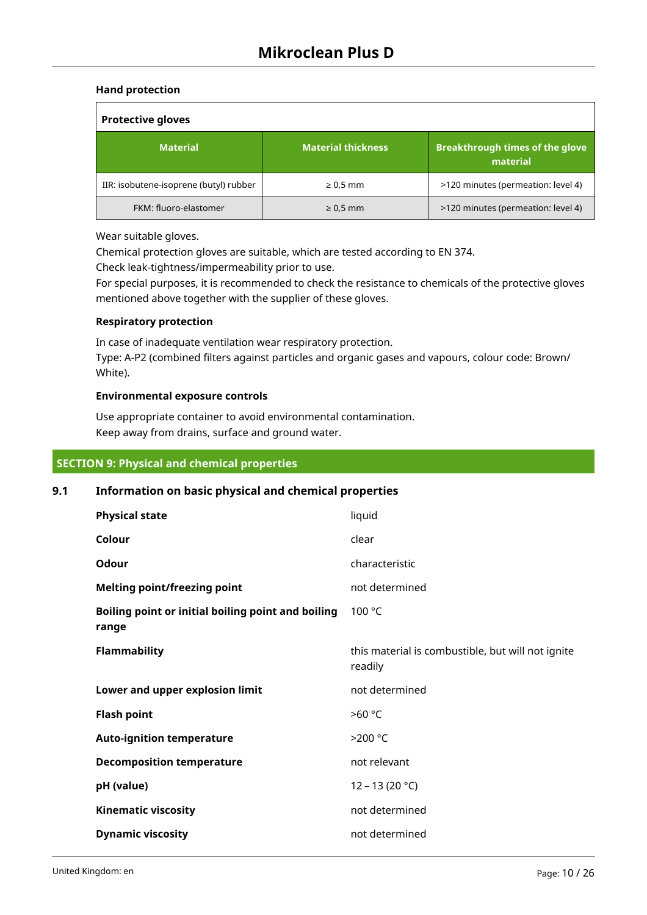**Hand protection**

| Protective gloves | | |
|---|---|---|
| **Material** | **Material thickness** | **Breakthrough times of the glove material** |
| IIR: isobutene-isoprene (butyl) rubber | ≥ 0,5 mm | >120 minutes (permeation: level 4) |
| FKM: fluoro-elastomer | ≥ 0,5 mm | >120 minutes (permeation: level 4) |

Wear suitable gloves.
Chemical protection gloves are suitable, which are tested according to EN 374.
Check leak-tightness/impermeability prior to use.
For special purposes, it is recommended to check the resistance to chemicals of the protective gloves mentioned above together with the supplier of these gloves.

**Respiratory protection**

In case of inadequate ventilation wear respiratory protection.
Type: A-P2 (combined filters against particles and organic gases and vapours, colour code: Brown/White).

**Environmental exposure controls**

Use appropriate container to avoid environmental contamination.
Keep away from drains, surface and ground water.

## SECTION 9: Physical and chemical properties

### 9.1 Information on basic physical and chemical properties

| | |
|---|---|
| **Physical state** | liquid |
| **Colour** | clear |
| **Odour** | characteristic |
| **Melting point/freezing point** | not determined |
| **Boiling point or initial boiling point and boiling range** | 100 °C |
| **Flammability** | this material is combustible, but will not ignite readily |
| **Lower and upper explosion limit** | not determined |
| **Flash point** | >60 °C |
| **Auto-ignition temperature** | >200 °C |
| **Decomposition temperature** | not relevant |
| **pH (value)** | 12 – 13 (20 °C) |
| **Kinematic viscosity** | not determined |
| **Dynamic viscosity** | not determined |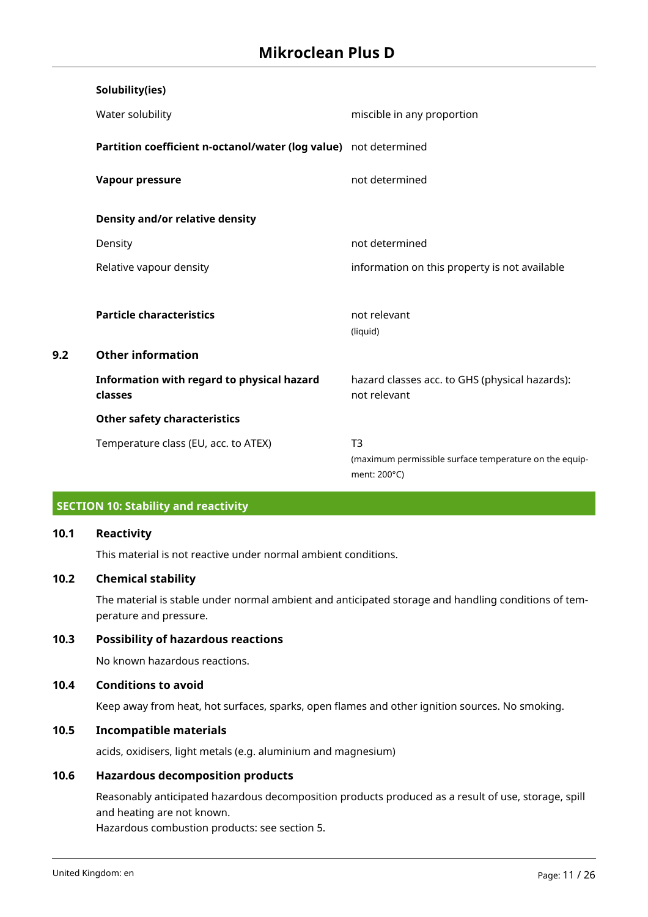**Solubility(ies)**

| | |
|---|---|
| Water solubility | miscible in any proportion |
| **Partition coefficient n-octanol/water (log value)** | not determined |
| **Vapour pressure** | not determined |

**Density and/or relative density**

| | |
|---|---|
| Density | not determined |
| Relative vapour density | information on this property is not available |
| **Particle characteristics** | not relevant (liquid) |

## 9.2 Other information

| | |
|---|---|
| **Information with regard to physical hazard classes** | hazard classes acc. to GHS (physical hazards): not relevant |

**Other safety characteristics**

| | |
|---|---|
| Temperature class (EU, acc. to ATEX) | T3 (maximum permissible surface temperature on the equipment: 200°C) |

# SECTION 10: Stability and reactivity

## 10.1 Reactivity

This material is not reactive under normal ambient conditions.

## 10.2 Chemical stability

The material is stable under normal ambient and anticipated storage and handling conditions of temperature and pressure.

## 10.3 Possibility of hazardous reactions

No known hazardous reactions.

## 10.4 Conditions to avoid

Keep away from heat, hot surfaces, sparks, open flames and other ignition sources. No smoking.

## 10.5 Incompatible materials

acids, oxidisers, light metals (e.g. aluminium and magnesium)

## 10.6 Hazardous decomposition products

Reasonably anticipated hazardous decomposition products produced as a result of use, storage, spill and heating are not known.
Hazardous combustion products: see section 5.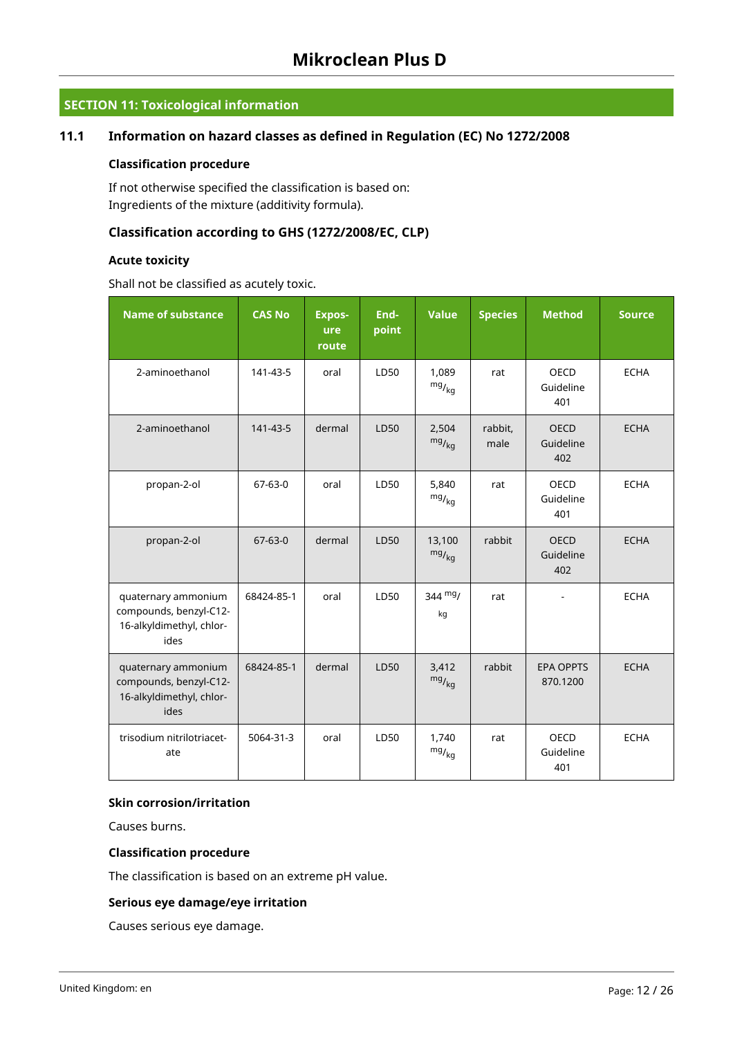## SECTION 11: Toxicological information

### 11.1 Information on hazard classes as defined in Regulation (EC) No 1272/2008

**Classification procedure**

If not otherwise specified the classification is based on:
Ingredients of the mixture (additivity formula).

### Classification according to GHS (1272/2008/EC, CLP)

**Acute toxicity**

Shall not be classified as acutely toxic.

| Name of substance | CAS No | Exposure route | Endpoint | Value | Species | Method | Source |
|---|---|---|---|---|---|---|---|
| 2-aminoethanol | 141-43-5 | oral | LD50 | 1,089 mg/kg | rat | OECD Guideline 401 | ECHA |
| 2-aminoethanol | 141-43-5 | dermal | LD50 | 2,504 mg/kg | rabbit, male | OECD Guideline 402 | ECHA |
| propan-2-ol | 67-63-0 | oral | LD50 | 5,840 mg/kg | rat | OECD Guideline 401 | ECHA |
| propan-2-ol | 67-63-0 | dermal | LD50 | 13,100 mg/kg | rabbit | OECD Guideline 402 | ECHA |
| quaternary ammonium compounds, benzyl-C12-16-alkyldimethyl, chlorides | 68424-85-1 | oral | LD50 | 344 mg/kg | rat | - | ECHA |
| quaternary ammonium compounds, benzyl-C12-16-alkyldimethyl, chlorides | 68424-85-1 | dermal | LD50 | 3,412 mg/kg | rabbit | EPA OPPTS 870.1200 | ECHA |
| trisodium nitrilotriacetate | 5064-31-3 | oral | LD50 | 1,740 mg/kg | rat | OECD Guideline 401 | ECHA |

**Skin corrosion/irritation**

Causes burns.

**Classification procedure**

The classification is based on an extreme pH value.

**Serious eye damage/eye irritation**

Causes serious eye damage.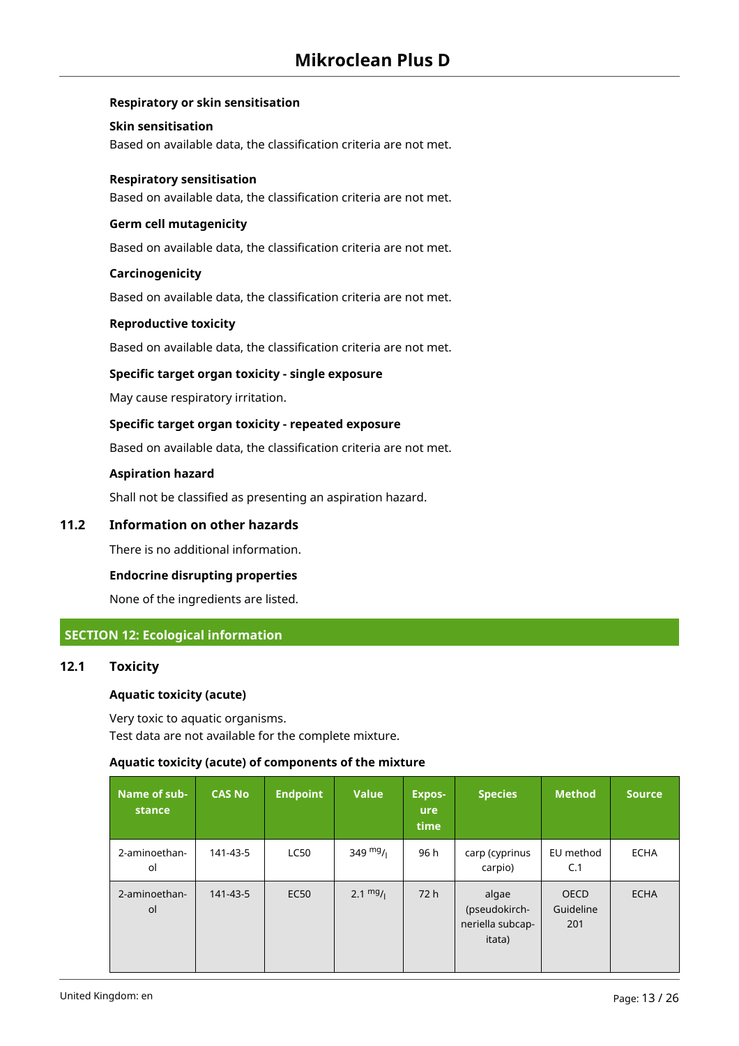**Respiratory or skin sensitisation**

**Skin sensitisation**

Based on available data, the classification criteria are not met.

**Respiratory sensitisation**

Based on available data, the classification criteria are not met.

**Germ cell mutagenicity**

Based on available data, the classification criteria are not met.

**Carcinogenicity**

Based on available data, the classification criteria are not met.

**Reproductive toxicity**

Based on available data, the classification criteria are not met.

**Specific target organ toxicity - single exposure**

May cause respiratory irritation.

**Specific target organ toxicity - repeated exposure**

Based on available data, the classification criteria are not met.

**Aspiration hazard**

Shall not be classified as presenting an aspiration hazard.

## 11.2 Information on other hazards

There is no additional information.

**Endocrine disrupting properties**

None of the ingredients are listed.

# SECTION 12: Ecological information

## 12.1 Toxicity

**Aquatic toxicity (acute)**

Very toxic to aquatic organisms.
Test data are not available for the complete mixture.

**Aquatic toxicity (acute) of components of the mixture**

| Name of substance | CAS No | Endpoint | Value | Exposure time | Species | Method | Source |
|---|---|---|---|---|---|---|---|
| 2-aminoethanol | 141-43-5 | LC50 | 349 $^{mg}/_{l}$ | 96 h | carp (cyprinus carpio) | EU method C.1 | ECHA |
| 2-aminoethanol | 141-43-5 | EC50 | 2.1 $^{mg}/_{l}$ | 72 h | algae (pseudokirchneriella subcapitata) | OECD Guideline 201 | ECHA |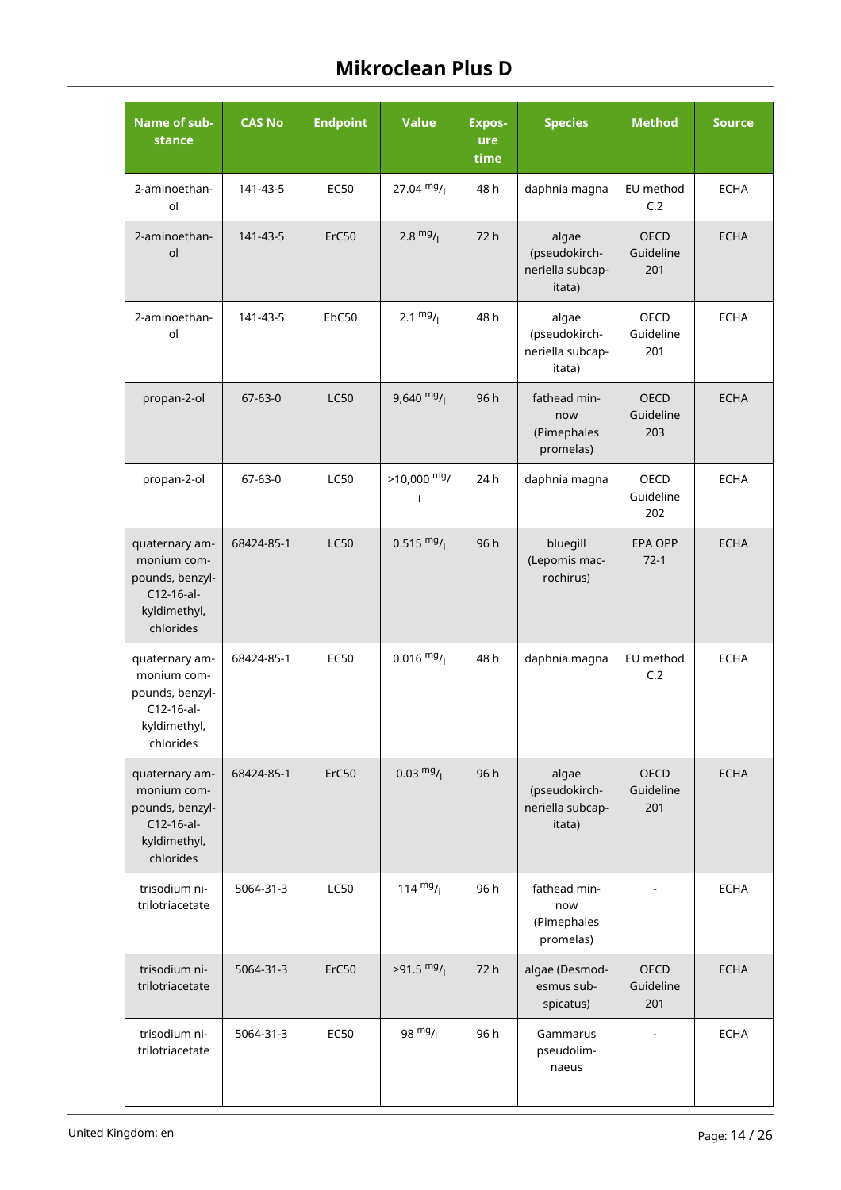| Name of substance | CAS No | Endpoint | Value | Exposure time | Species | Method | Source |
|---|---|---|---|---|---|---|---|
| 2-aminoethanol | 141-43-5 | EC50 | 27.04 $^{mg}/_{l}$ | 48 h | daphnia magna | EU method C.2 | ECHA |
| 2-aminoethanol | 141-43-5 | ErC50 | 2.8 $^{mg}/_{l}$ | 72 h | algae (pseudokirchneriella subcapitata) | OECD Guideline 201 | ECHA |
| 2-aminoethanol | 141-43-5 | EbC50 | 2.1 $^{mg}/_{l}$ | 48 h | algae (pseudokirchneriella subcapitata) | OECD Guideline 201 | ECHA |
| propan-2-ol | 67-63-0 | LC50 | 9,640 $^{mg}/_{l}$ | 96 h | fathead minnow (Pimephales promelas) | OECD Guideline 203 | ECHA |
| propan-2-ol | 67-63-0 | LC50 | >10,000 $^{mg}/_{l}$ | 24 h | daphnia magna | OECD Guideline 202 | ECHA |
| quaternary ammonium compounds, benzyl-C12-16-alkyldimethyl, chlorides | 68424-85-1 | LC50 | 0.515 $^{mg}/_{l}$ | 96 h | bluegill (Lepomis macrochirus) | EPA OPP 72-1 | ECHA |
| quaternary ammonium compounds, benzyl-C12-16-alkyldimethyl, chlorides | 68424-85-1 | EC50 | 0.016 $^{mg}/_{l}$ | 48 h | daphnia magna | EU method C.2 | ECHA |
| quaternary ammonium compounds, benzyl-C12-16-alkyldimethyl, chlorides | 68424-85-1 | ErC50 | 0.03 $^{mg}/_{l}$ | 96 h | algae (pseudokirchneriella subcapitata) | OECD Guideline 201 | ECHA |
| trisodium nitrilotriacetate | 5064-31-3 | LC50 | 114 $^{mg}/_{l}$ | 96 h | fathead minnow (Pimephales promelas) | - | ECHA |
| trisodium nitrilotriacetate | 5064-31-3 | ErC50 | >91.5 $^{mg}/_{l}$ | 72 h | algae (Desmodesmus subspicatus) | OECD Guideline 201 | ECHA |
| trisodium nitrilotriacetate | 5064-31-3 | EC50 | 98 $^{mg}/_{l}$ | 96 h | Gammarus pseudolimnaeus | - | ECHA |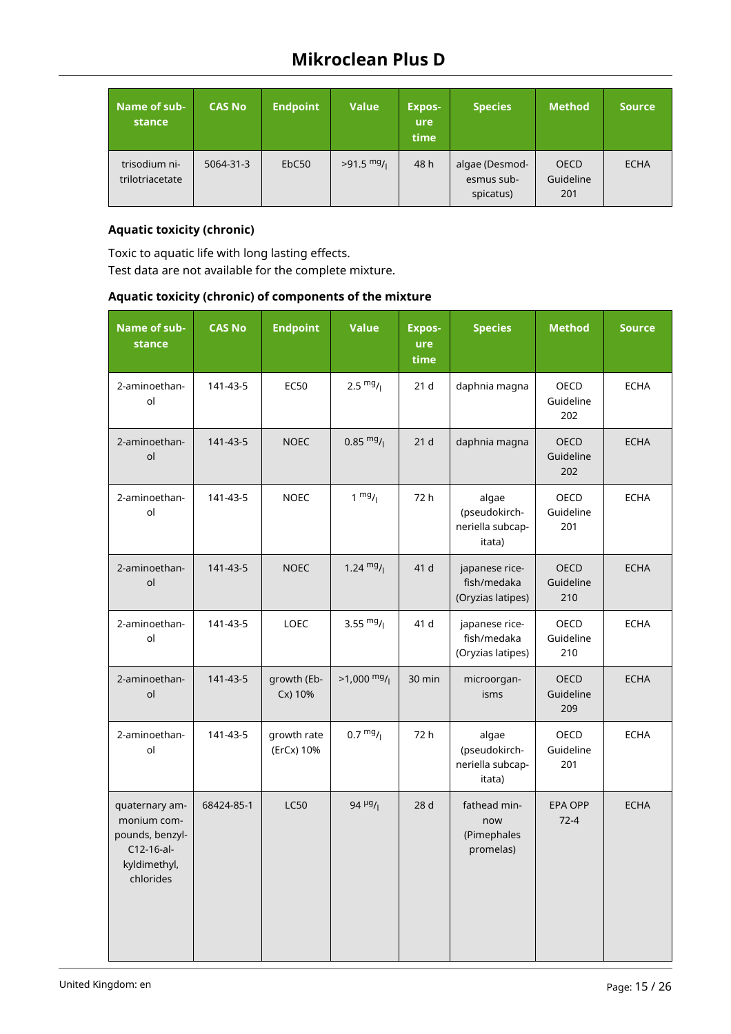| Name of substance | CAS No | Endpoint | Value | Exposure time | Species | Method | Source |
|---|---|---|---|---|---|---|---|
| trisodium nitrilotriacetate | 5064-31-3 | EbC50 | >91.5 $^{mg}/_{l}$ | 48 h | algae (Desmodesmus subspicatus) | OECD Guideline 201 | ECHA |

### Aquatic toxicity (chronic)

Toxic to aquatic life with long lasting effects.
Test data are not available for the complete mixture.

### Aquatic toxicity (chronic) of components of the mixture

| Name of substance | CAS No | Endpoint | Value | Exposure time | Species | Method | Source |
|---|---|---|---|---|---|---|---|
| 2-aminoethanol | 141-43-5 | EC50 | 2.5 $^{mg}/_{l}$ | 21 d | daphnia magna | OECD Guideline 202 | ECHA |
| 2-aminoethanol | 141-43-5 | NOEC | 0.85 $^{mg}/_{l}$ | 21 d | daphnia magna | OECD Guideline 202 | ECHA |
| 2-aminoethanol | 141-43-5 | NOEC | 1 $^{mg}/_{l}$ | 72 h | algae (pseudokirchneriella subcapitata) | OECD Guideline 201 | ECHA |
| 2-aminoethanol | 141-43-5 | NOEC | 1.24 $^{mg}/_{l}$ | 41 d | japanese rice-fish/medaka (Oryzias latipes) | OECD Guideline 210 | ECHA |
| 2-aminoethanol | 141-43-5 | LOEC | 3.55 $^{mg}/_{l}$ | 41 d | japanese rice-fish/medaka (Oryzias latipes) | OECD Guideline 210 | ECHA |
| 2-aminoethanol | 141-43-5 | growth (EbCx) 10% | >1,000 $^{mg}/_{l}$ | 30 min | microorganisms | OECD Guideline 209 | ECHA |
| 2-aminoethanol | 141-43-5 | growth rate (ErCx) 10% | 0.7 $^{mg}/_{l}$ | 72 h | algae (pseudokirchneriella subcapitata) | OECD Guideline 201 | ECHA |
| quaternary ammonium compounds, benzyl-C12-16-alkyldimethyl, chlorides | 68424-85-1 | LC50 | 94 $^{µg}/_{l}$ | 28 d | fathead minnow (Pimephales promelas) | EPA OPP 72-4 | ECHA |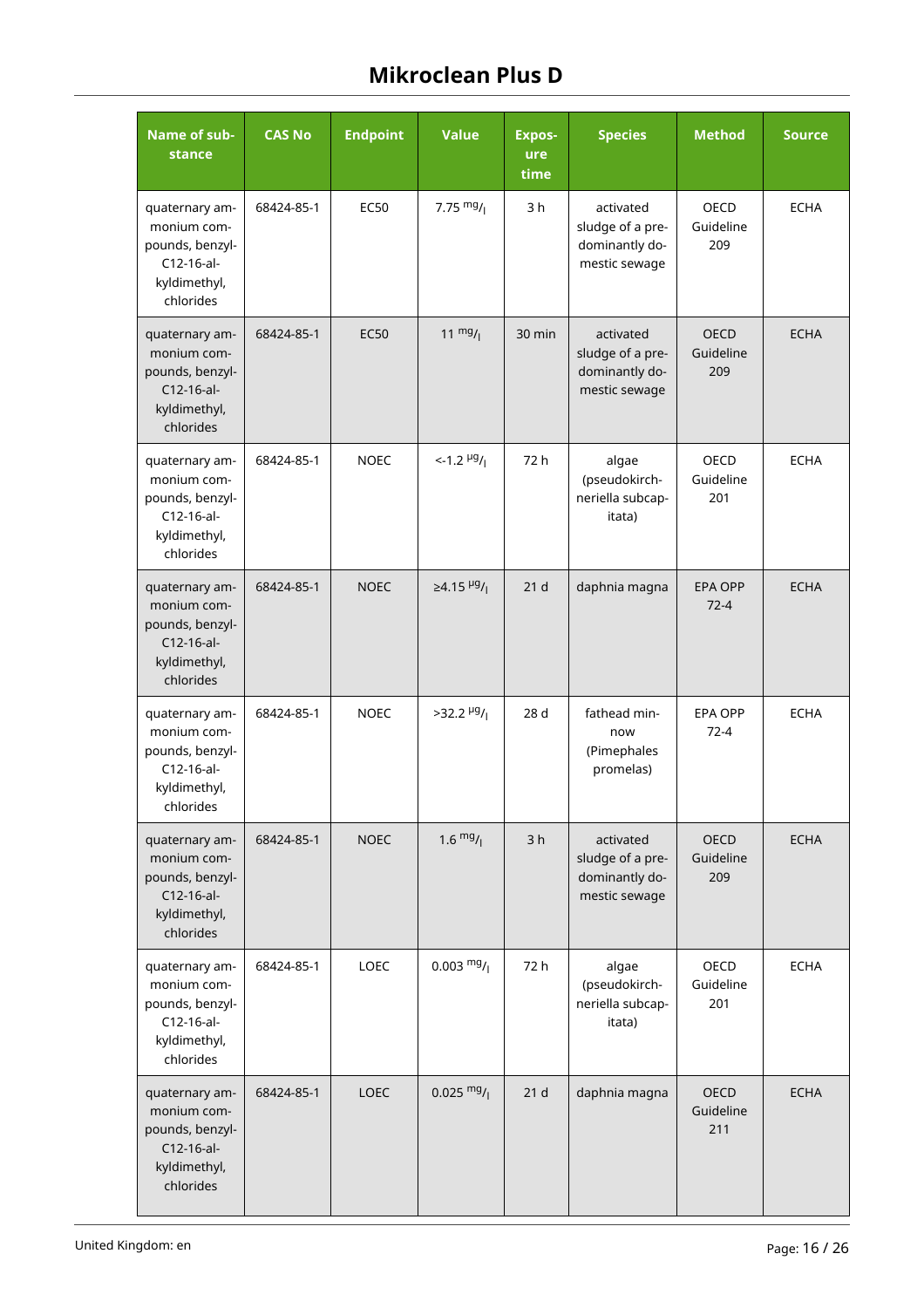| Name of substance | CAS No | Endpoint | Value | Exposure time | Species | Method | Source |
|---|---|---|---|---|---|---|---|
| quaternary ammonium compounds, benzyl-C12-16-alkyldimethyl, chlorides | 68424-85-1 | EC50 | 7.75 $^{mg}/_{l}$ | 3 h | activated sludge of a predominantly domestic sewage | OECD Guideline 209 | ECHA |
| quaternary ammonium compounds, benzyl-C12-16-alkyldimethyl, chlorides | 68424-85-1 | EC50 | 11 $^{mg}/_{l}$ | 30 min | activated sludge of a predominantly domestic sewage | OECD Guideline 209 | ECHA |
| quaternary ammonium compounds, benzyl-C12-16-alkyldimethyl, chlorides | 68424-85-1 | NOEC | <-1.2 $^{µg}/_{l}$ | 72 h | algae (pseudokirchneriella subcapitata) | OECD Guideline 201 | ECHA |
| quaternary ammonium compounds, benzyl-C12-16-alkyldimethyl, chlorides | 68424-85-1 | NOEC | ≥4.15 $^{µg}/_{l}$ | 21 d | daphnia magna | EPA OPP 72-4 | ECHA |
| quaternary ammonium compounds, benzyl-C12-16-alkyldimethyl, chlorides | 68424-85-1 | NOEC | >32.2 $^{µg}/_{l}$ | 28 d | fathead minnow (Pimephales promelas) | EPA OPP 72-4 | ECHA |
| quaternary ammonium compounds, benzyl-C12-16-alkyldimethyl, chlorides | 68424-85-1 | NOEC | 1.6 $^{mg}/_{l}$ | 3 h | activated sludge of a predominantly domestic sewage | OECD Guideline 209 | ECHA |
| quaternary ammonium compounds, benzyl-C12-16-alkyldimethyl, chlorides | 68424-85-1 | LOEC | 0.003 $^{mg}/_{l}$ | 72 h | algae (pseudokirchneriella subcapitata) | OECD Guideline 201 | ECHA |
| quaternary ammonium compounds, benzyl-C12-16-alkyldimethyl, chlorides | 68424-85-1 | LOEC | 0.025 $^{mg}/_{l}$ | 21 d | daphnia magna | OECD Guideline 211 | ECHA |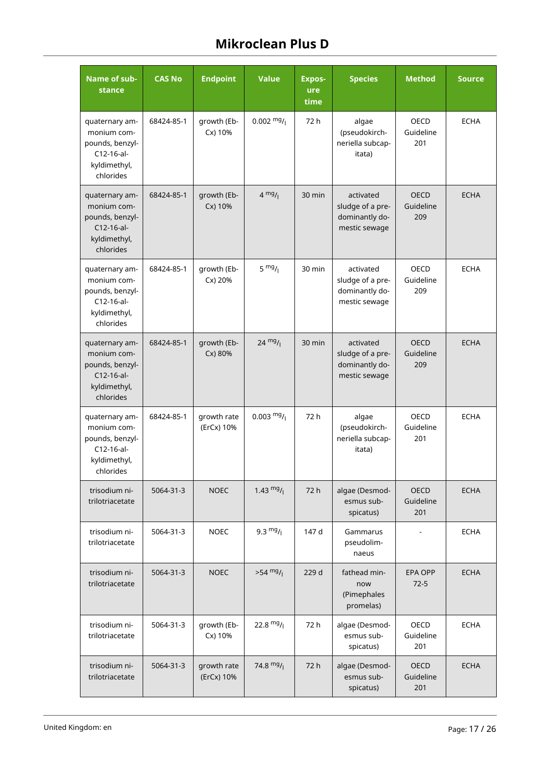| Name of substance | CAS No | Endpoint | Value | Exposure time | Species | Method | Source |
|---|---|---|---|---|---|---|---|
| quaternary ammonium compounds, benzyl-C12-16-alkyldimethyl, chlorides | 68424-85-1 | growth (EbCx) 10% | 0.002 $^{mg}/_{l}$ | 72 h | algae (pseudokirchneriella subcapitata) | OECD Guideline 201 | ECHA |
| quaternary ammonium compounds, benzyl-C12-16-alkyldimethyl, chlorides | 68424-85-1 | growth (EbCx) 10% | 4 $^{mg}/_{l}$ | 30 min | activated sludge of a predominantly domestic sewage | OECD Guideline 209 | ECHA |
| quaternary ammonium compounds, benzyl-C12-16-alkyldimethyl, chlorides | 68424-85-1 | growth (EbCx) 20% | 5 $^{mg}/_{l}$ | 30 min | activated sludge of a predominantly domestic sewage | OECD Guideline 209 | ECHA |
| quaternary ammonium compounds, benzyl-C12-16-alkyldimethyl, chlorides | 68424-85-1 | growth (EbCx) 80% | 24 $^{mg}/_{l}$ | 30 min | activated sludge of a predominantly domestic sewage | OECD Guideline 209 | ECHA |
| quaternary ammonium compounds, benzyl-C12-16-alkyldimethyl, chlorides | 68424-85-1 | growth rate (ErCx) 10% | 0.003 $^{mg}/_{l}$ | 72 h | algae (pseudokirchneriella subcapitata) | OECD Guideline 201 | ECHA |
| trisodium nitrilotriacetate | 5064-31-3 | NOEC | 1.43 $^{mg}/_{l}$ | 72 h | algae (Desmodesmus subspicatus) | OECD Guideline 201 | ECHA |
| trisodium nitrilotriacetate | 5064-31-3 | NOEC | 9.3 $^{mg}/_{l}$ | 147 d | Gammarus pseudolimnaeus | - | ECHA |
| trisodium nitrilotriacetate | 5064-31-3 | NOEC | >54 $^{mg}/_{l}$ | 229 d | fathead minnow (Pimephales promelas) | EPA OPP 72-5 | ECHA |
| trisodium nitrilotriacetate | 5064-31-3 | growth (EbCx) 10% | 22.8 $^{mg}/_{l}$ | 72 h | algae (Desmodesmus subspicatus) | OECD Guideline 201 | ECHA |
| trisodium nitrilotriacetate | 5064-31-3 | growth rate (ErCx) 10% | 74.8 $^{mg}/_{l}$ | 72 h | algae (Desmodesmus subspicatus) | OECD Guideline 201 | ECHA |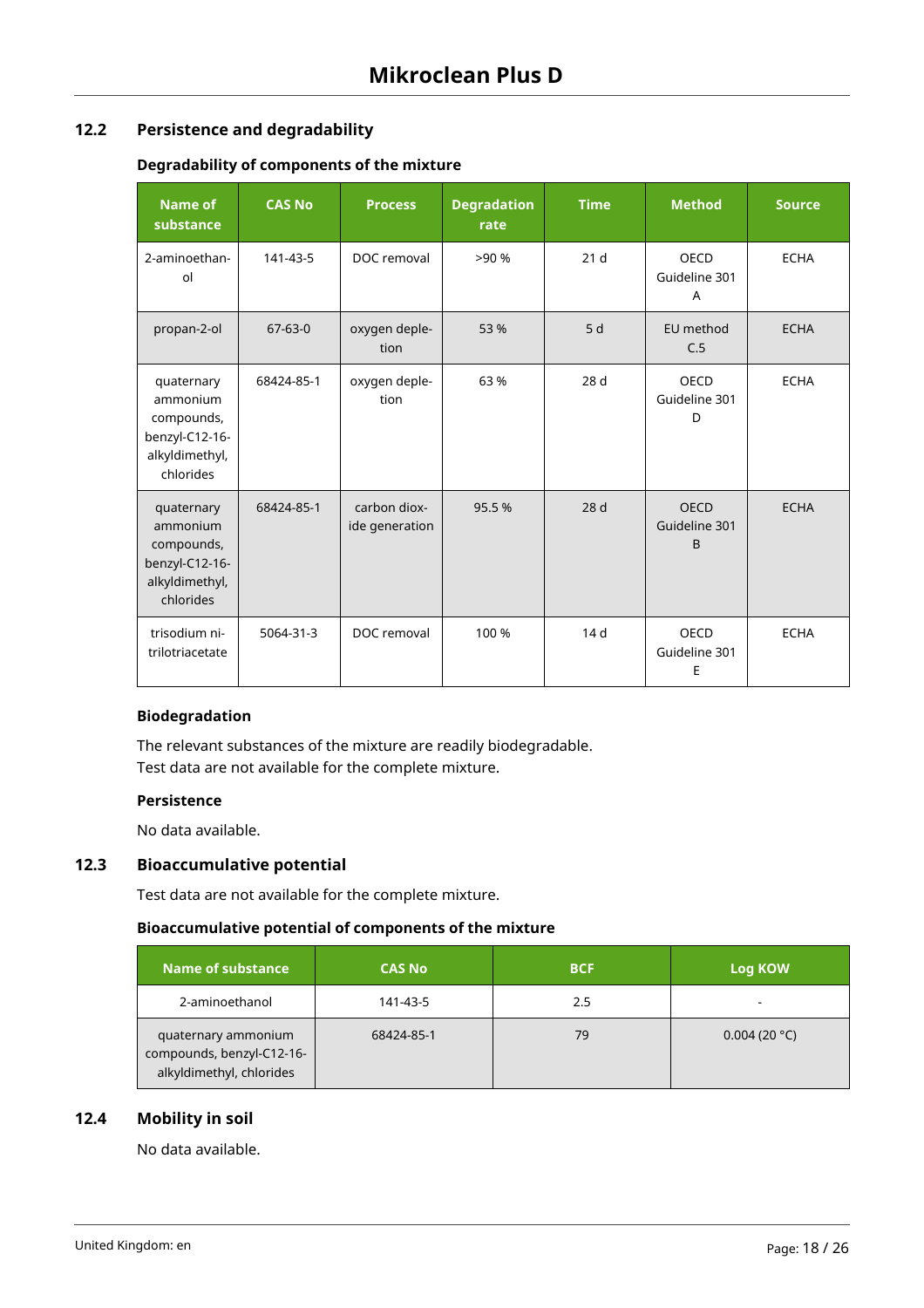## 12.2 Persistence and degradability

### Degradability of components of the mixture

| Name of substance | CAS No | Process | Degradation rate | Time | Method | Source |
|---|---|---|---|---|---|---|
| 2-aminoethanol | 141-43-5 | DOC removal | >90 % | 21 d | OECD Guideline 301 A | ECHA |
| propan-2-ol | 67-63-0 | oxygen depletion | 53 % | 5 d | EU method C.5 | ECHA |
| quaternary ammonium compounds, benzyl-C12-16-alkyldimethyl, chlorides | 68424-85-1 | oxygen depletion | 63 % | 28 d | OECD Guideline 301 D | ECHA |
| quaternary ammonium compounds, benzyl-C12-16-alkyldimethyl, chlorides | 68424-85-1 | carbon dioxide generation | 95.5 % | 28 d | OECD Guideline 301 B | ECHA |
| trisodium nitrilotriacetate | 5064-31-3 | DOC removal | 100 % | 14 d | OECD Guideline 301 E | ECHA |

### Biodegradation

The relevant substances of the mixture are readily biodegradable.
Test data are not available for the complete mixture.

### Persistence

No data available.

## 12.3 Bioaccumulative potential

Test data are not available for the complete mixture.

### Bioaccumulative potential of components of the mixture

| Name of substance | CAS No | BCF | Log KOW |
|---|---|---|---|
| 2-aminoethanol | 141-43-5 | 2.5 | - |
| quaternary ammonium compounds, benzyl-C12-16-alkyldimethyl, chlorides | 68424-85-1 | 79 | 0.004 (20 °C) |

## 12.4 Mobility in soil

No data available.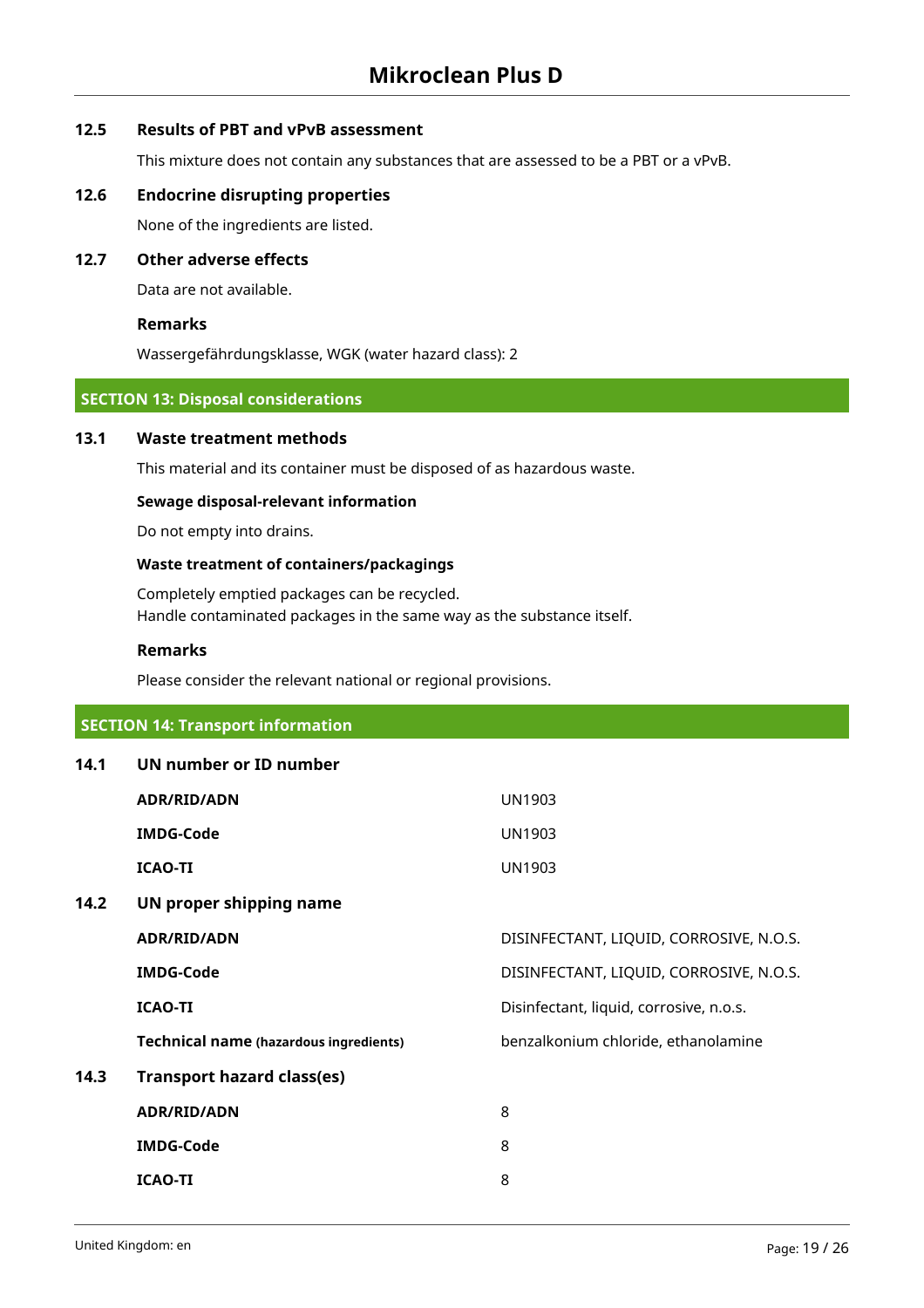### 12.5 Results of PBT and vPvB assessment

This mixture does not contain any substances that are assessed to be a PBT or a vPvB.

### 12.6 Endocrine disrupting properties

None of the ingredients are listed.

### 12.7 Other adverse effects

Data are not available.

**Remarks**

Wassergefährdungsklasse, WGK (water hazard class): 2

## SECTION 13: Disposal considerations

### 13.1 Waste treatment methods

This material and its container must be disposed of as hazardous waste.

**Sewage disposal-relevant information**

Do not empty into drains.

**Waste treatment of containers/packagings**

Completely emptied packages can be recycled.
Handle contaminated packages in the same way as the substance itself.

**Remarks**

Please consider the relevant national or regional provisions.

## SECTION 14: Transport information

### 14.1 UN number or ID number

| | |
|---|---|
| **ADR/RID/ADN** | UN1903 |
| **IMDG-Code** | UN1903 |
| **ICAO-TI** | UN1903 |

### 14.2 UN proper shipping name

| | |
|---|---|
| **ADR/RID/ADN** | DISINFECTANT, LIQUID, CORROSIVE, N.O.S. |
| **IMDG-Code** | DISINFECTANT, LIQUID, CORROSIVE, N.O.S. |
| **ICAO-TI** | Disinfectant, liquid, corrosive, n.o.s. |
| **Technical name (hazardous ingredients)** | benzalkonium chloride, ethanolamine |

### 14.3 Transport hazard class(es)

| | |
|---|---|
| **ADR/RID/ADN** | 8 |
| **IMDG-Code** | 8 |
| **ICAO-TI** | 8 |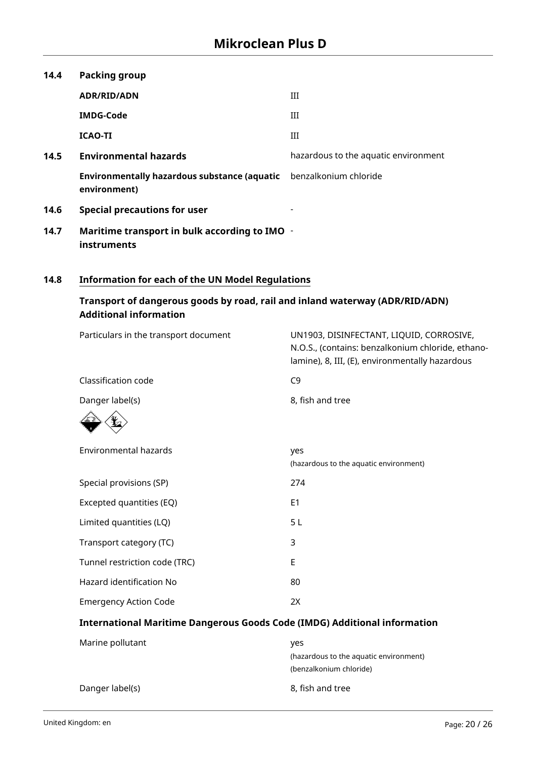**14.4 Packing group**

| | |
|---|---|
| **ADR/RID/ADN** | III |
| **IMDG-Code** | III |
| **ICAO-TI** | III |

**14.5 Environmental hazards** hazardous to the aquatic environment

**Environmentally hazardous substance (aquatic environment)** benzalkonium chloride

**14.6 Special precautions for user** -

**14.7 Maritime transport in bulk according to IMO instruments** -

## 14.8 Information for each of the UN Model Regulations

### Transport of dangerous goods by road, rail and inland waterway (ADR/RID/ADN) Additional information

| | |
|---|---|
| Particulars in the transport document | UN1903, DISINFECTANT, LIQUID, CORROSIVE, N.O.S., (contains: benzalkonium chloride, ethanolamine), 8, III, (E), environmentally hazardous |
| Classification code | C9 |
| Danger label(s) | 8, fish and tree |
| Environmental hazards | yes (hazardous to the aquatic environment) |
| Special provisions (SP) | 274 |
| Excepted quantities (EQ) | E1 |
| Limited quantities (LQ) | 5 L |
| Transport category (TC) | 3 |
| Tunnel restriction code (TRC) | E |
| Hazard identification No | 80 |
| Emergency Action Code | 2X |

### International Maritime Dangerous Goods Code (IMDG) Additional information

| | |
|---|---|
| Marine pollutant | yes (hazardous to the aquatic environment) (benzalkonium chloride) |
| Danger label(s) | 8, fish and tree |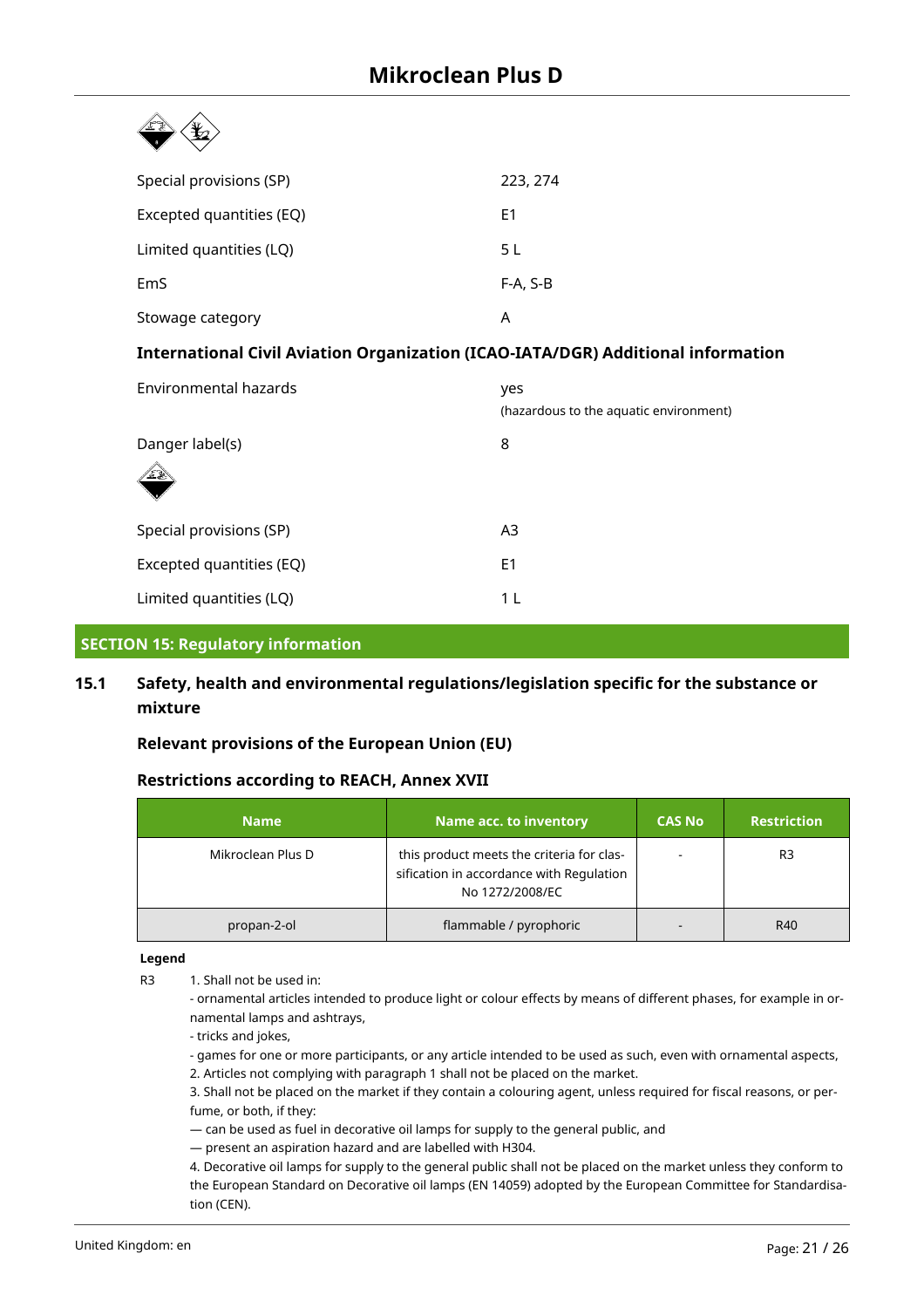| | |
|---|---|
| Special provisions (SP) | 223, 274 |
| Excepted quantities (EQ) | E1 |
| Limited quantities (LQ) | 5 L |
| EmS | F-A, S-B |
| Stowage category | A |

**International Civil Aviation Organization (ICAO-IATA/DGR) Additional information**

| | |
|---|---|
| Environmental hazards | yes (hazardous to the aquatic environment) |
| Danger label(s) | 8 |
| Special provisions (SP) | A3 |
| Excepted quantities (EQ) | E1 |
| Limited quantities (LQ) | 1 L |

## SECTION 15: Regulatory information

### 15.1 Safety, health and environmental regulations/legislation specific for the substance or mixture

**Relevant provisions of the European Union (EU)**

**Restrictions according to REACH, Annex XVII**

| Name | Name acc. to inventory | CAS No | Restriction |
|---|---|---|---|
| Mikroclean Plus D | this product meets the criteria for classification in accordance with Regulation No 1272/2008/EC | - | R3 |
| propan-2-ol | flammable / pyrophoric | - | R40 |

**Legend**

R3 1. Shall not be used in:
- ornamental articles intended to produce light or colour effects by means of different phases, for example in ornamental lamps and ashtrays,
- tricks and jokes,
- games for one or more participants, or any article intended to be used as such, even with ornamental aspects,

2. Articles not complying with paragraph 1 shall not be placed on the market.
3. Shall not be placed on the market if they contain a colouring agent, unless required for fiscal reasons, or perfume, or both, if they:
— can be used as fuel in decorative oil lamps for supply to the general public, and
— present an aspiration hazard and are labelled with H304.
4. Decorative oil lamps for supply to the general public shall not be placed on the market unless they conform to the European Standard on Decorative oil lamps (EN 14059) adopted by the European Committee for Standardisation (CEN).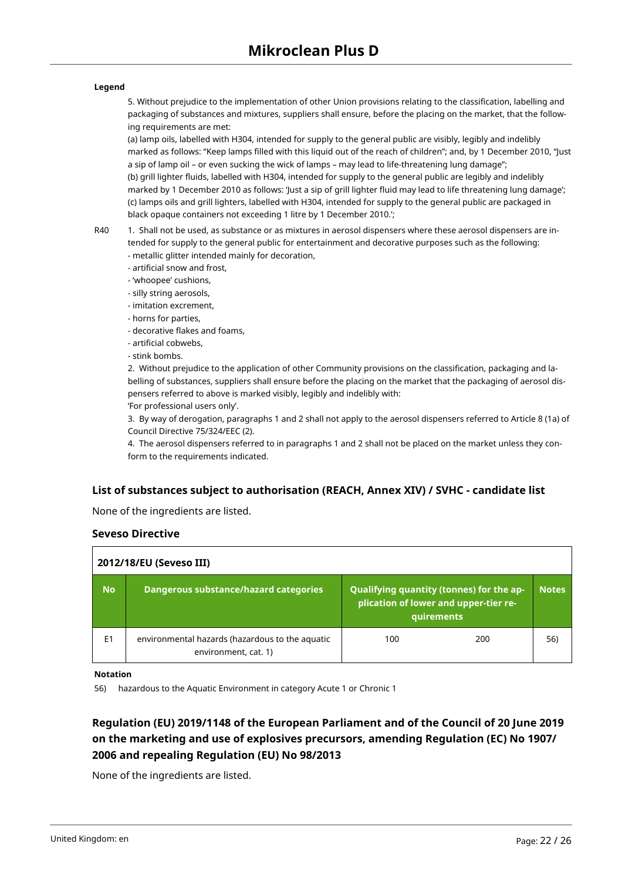**Legend**

5. Without prejudice to the implementation of other Union provisions relating to the classification, labelling and packaging of substances and mixtures, suppliers shall ensure, before the placing on the market, that the following requirements are met:
(a) lamp oils, labelled with H304, intended for supply to the general public are visibly, legibly and indelibly marked as follows: "Keep lamps filled with this liquid out of the reach of children"; and, by 1 December 2010, "Just a sip of lamp oil – or even sucking the wick of lamps – may lead to life-threatening lung damage";
(b) grill lighter fluids, labelled with H304, intended for supply to the general public are legibly and indelibly marked by 1 December 2010 as follows: 'Just a sip of grill lighter fluid may lead to life threatening lung damage';
(c) lamps oils and grill lighters, labelled with H304, intended for supply to the general public are packaged in black opaque containers not exceeding 1 litre by 1 December 2010.';

R40 1. Shall not be used, as substance or as mixtures in aerosol dispensers where these aerosol dispensers are intended for supply to the general public for entertainment and decorative purposes such as the following:
- metallic glitter intended mainly for decoration,
- artificial snow and frost,
- 'whoopee' cushions,
- silly string aerosols,
- imitation excrement,
- horns for parties,
- decorative flakes and foams,
- artificial cobwebs,
- stink bombs.

2. Without prejudice to the application of other Community provisions on the classification, packaging and labelling of substances, suppliers shall ensure before the placing on the market that the packaging of aerosol dispensers referred to above is marked visibly, legibly and indelibly with:
'For professional users only'.

3. By way of derogation, paragraphs 1 and 2 shall not apply to the aerosol dispensers referred to Article 8 (1a) of Council Directive 75/324/EEC (2).

4. The aerosol dispensers referred to in paragraphs 1 and 2 shall not be placed on the market unless they conform to the requirements indicated.

### List of substances subject to authorisation (REACH, Annex XIV) / SVHC - candidate list

None of the ingredients are listed.

### Seveso Directive

**2012/18/EU (Seveso III)**

| No | Dangerous substance/hazard categories | Qualifying quantity (tonnes) for the application of lower and upper-tier requirements | | Notes |
|---|---|---|---|---|
| E1 | environmental hazards (hazardous to the aquatic environment, cat. 1) | 100 | 200 | 56) |

**Notation**

56) hazardous to the Aquatic Environment in category Acute 1 or Chronic 1

### Regulation (EU) 2019/1148 of the European Parliament and of the Council of 20 June 2019 on the marketing and use of explosives precursors, amending Regulation (EC) No 1907/2006 and repealing Regulation (EU) No 98/2013

None of the ingredients are listed.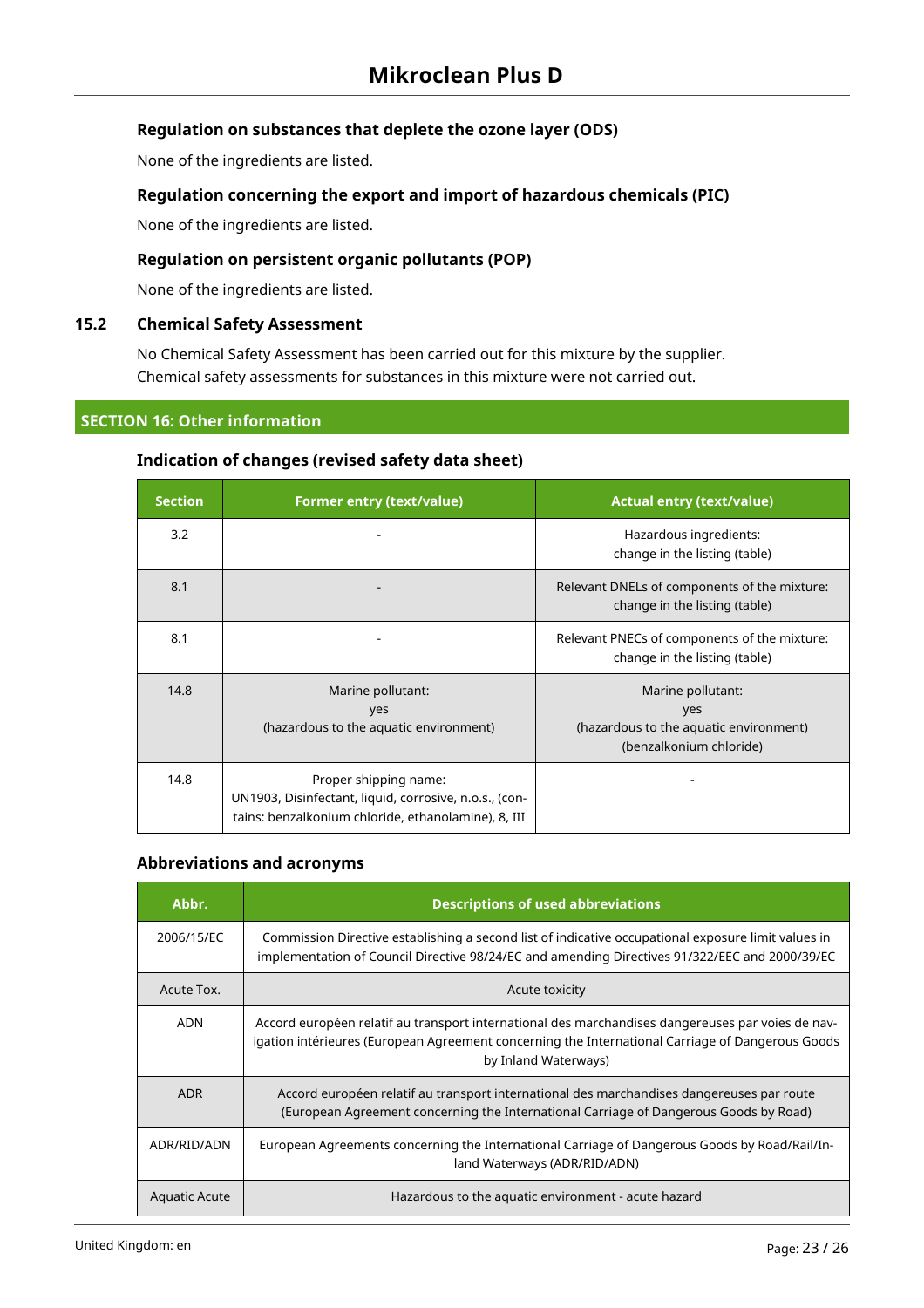### Regulation on substances that deplete the ozone layer (ODS)

None of the ingredients are listed.

### Regulation concerning the export and import of hazardous chemicals (PIC)

None of the ingredients are listed.

### Regulation on persistent organic pollutants (POP)

None of the ingredients are listed.

## 15.2 Chemical Safety Assessment

No Chemical Safety Assessment has been carried out for this mixture by the supplier.
Chemical safety assessments for substances in this mixture were not carried out.

## SECTION 16: Other information

### Indication of changes (revised safety data sheet)

| Section | Former entry (text/value) | Actual entry (text/value) |
|---|---|---|
| 3.2 | - | Hazardous ingredients: change in the listing (table) |
| 8.1 | - | Relevant DNELs of components of the mixture: change in the listing (table) |
| 8.1 | - | Relevant PNECs of components of the mixture: change in the listing (table) |
| 14.8 | Marine pollutant: yes (hazardous to the aquatic environment) | Marine pollutant: yes (hazardous to the aquatic environment) (benzalkonium chloride) |
| 14.8 | Proper shipping name: UN1903, Disinfectant, liquid, corrosive, n.o.s., (contains: benzalkonium chloride, ethanolamine), 8, III | - |

### Abbreviations and acronyms

| Abbr. | Descriptions of used abbreviations |
|---|---|
| 2006/15/EC | Commission Directive establishing a second list of indicative occupational exposure limit values in implementation of Council Directive 98/24/EC and amending Directives 91/322/EEC and 2000/39/EC |
| Acute Tox. | Acute toxicity |
| ADN | Accord européen relatif au transport international des marchandises dangereuses par voies de navigation intérieures (European Agreement concerning the International Carriage of Dangerous Goods by Inland Waterways) |
| ADR | Accord européen relatif au transport international des marchandises dangereuses par route (European Agreement concerning the International Carriage of Dangerous Goods by Road) |
| ADR/RID/ADN | European Agreements concerning the International Carriage of Dangerous Goods by Road/Rail/Inland Waterways (ADR/RID/ADN) |
| Aquatic Acute | Hazardous to the aquatic environment - acute hazard |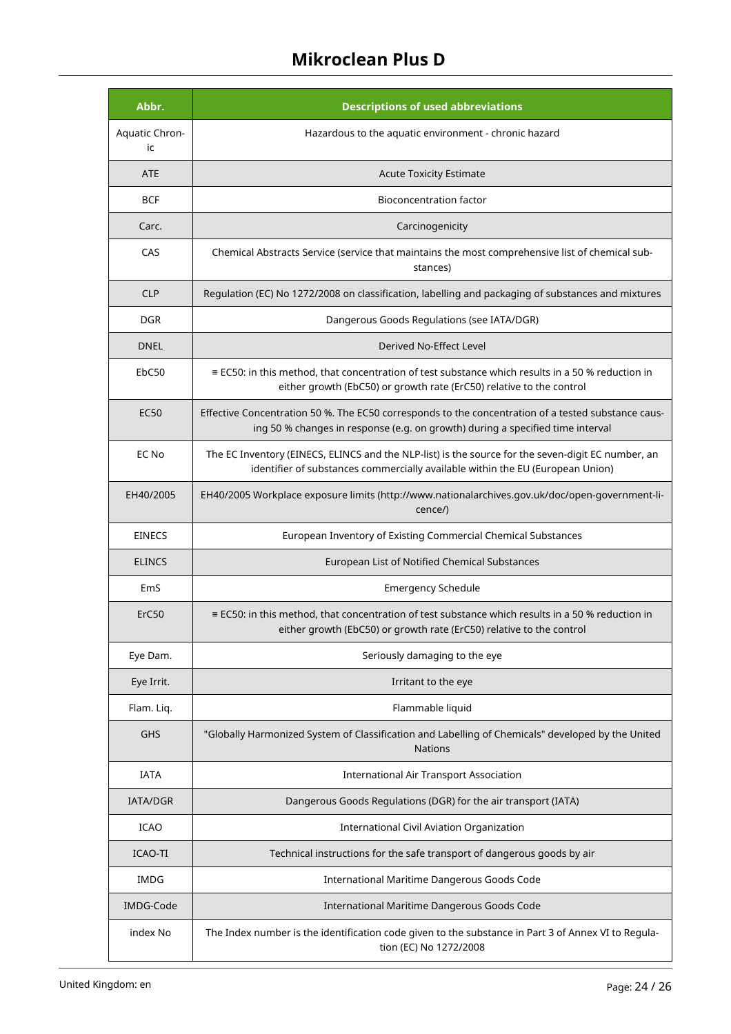| Abbr. | Descriptions of used abbreviations |
|---|---|
| Aquatic Chronic | Hazardous to the aquatic environment - chronic hazard |
| ATE | Acute Toxicity Estimate |
| BCF | Bioconcentration factor |
| Carc. | Carcinogenicity |
| CAS | Chemical Abstracts Service (service that maintains the most comprehensive list of chemical substances) |
| CLP | Regulation (EC) No 1272/2008 on classification, labelling and packaging of substances and mixtures |
| DGR | Dangerous Goods Regulations (see IATA/DGR) |
| DNEL | Derived No-Effect Level |
| EbC50 | ≡ EC50: in this method, that concentration of test substance which results in a 50 % reduction in either growth (EbC50) or growth rate (ErC50) relative to the control |
| EC50 | Effective Concentration 50 %. The EC50 corresponds to the concentration of a tested substance causing 50 % changes in response (e.g. on growth) during a specified time interval |
| EC No | The EC Inventory (EINECS, ELINCS and the NLP-list) is the source for the seven-digit EC number, an identifier of substances commercially available within the EU (European Union) |
| EH40/2005 | EH40/2005 Workplace exposure limits (http://www.nationalarchives.gov.uk/doc/open-government-licence/) |
| EINECS | European Inventory of Existing Commercial Chemical Substances |
| ELINCS | European List of Notified Chemical Substances |
| EmS | Emergency Schedule |
| ErC50 | ≡ EC50: in this method, that concentration of test substance which results in a 50 % reduction in either growth (EbC50) or growth rate (ErC50) relative to the control |
| Eye Dam. | Seriously damaging to the eye |
| Eye Irrit. | Irritant to the eye |
| Flam. Liq. | Flammable liquid |
| GHS | "Globally Harmonized System of Classification and Labelling of Chemicals" developed by the United Nations |
| IATA | International Air Transport Association |
| IATA/DGR | Dangerous Goods Regulations (DGR) for the air transport (IATA) |
| ICAO | International Civil Aviation Organization |
| ICAO-TI | Technical instructions for the safe transport of dangerous goods by air |
| IMDG | International Maritime Dangerous Goods Code |
| IMDG-Code | International Maritime Dangerous Goods Code |
| index No | The Index number is the identification code given to the substance in Part 3 of Annex VI to Regulation (EC) No 1272/2008 |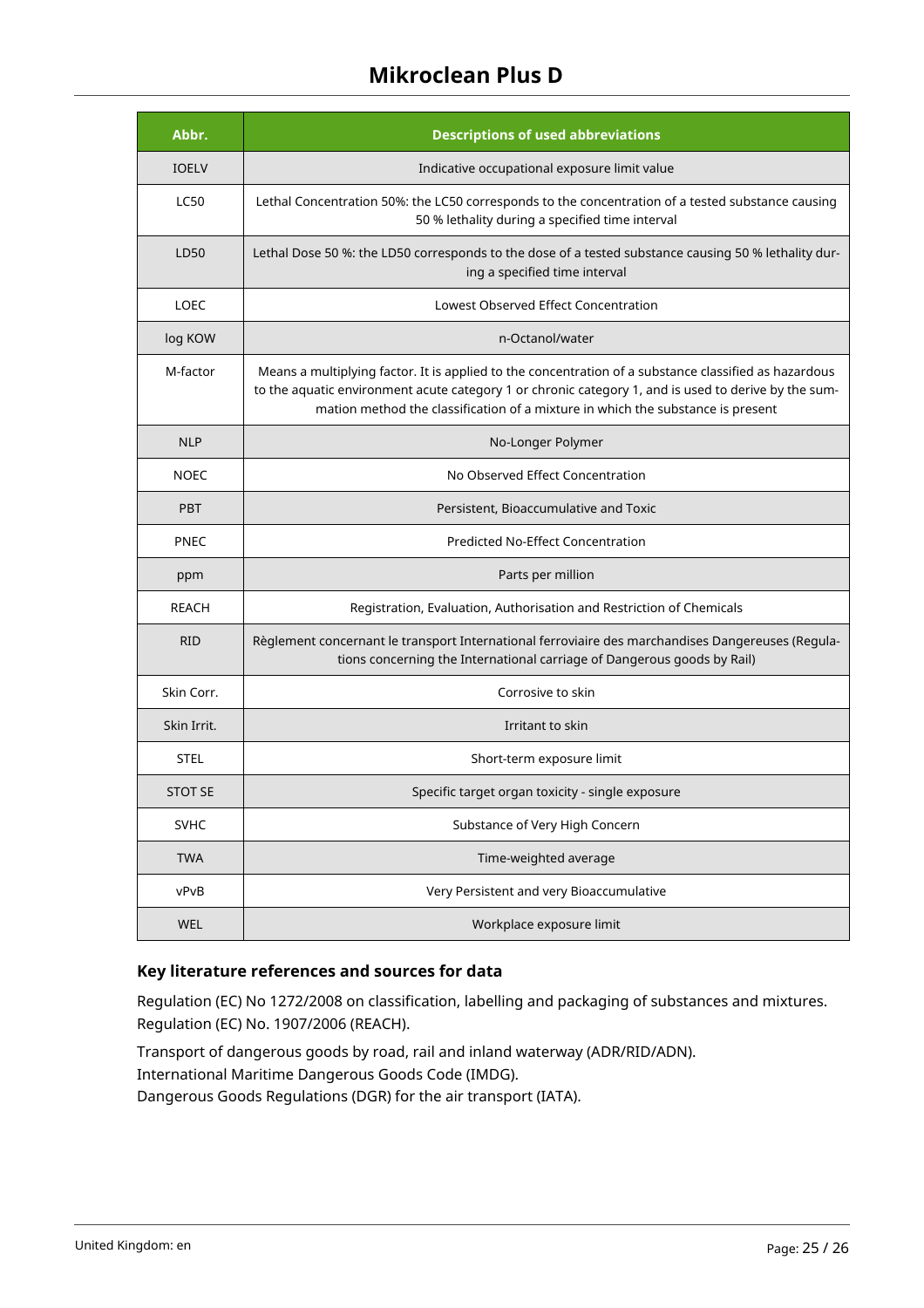| Abbr. | Descriptions of used abbreviations |
|---|---|
| IOELV | Indicative occupational exposure limit value |
| LC50 | Lethal Concentration 50%: the LC50 corresponds to the concentration of a tested substance causing 50 % lethality during a specified time interval |
| LD50 | Lethal Dose 50 %: the LD50 corresponds to the dose of a tested substance causing 50 % lethality during a specified time interval |
| LOEC | Lowest Observed Effect Concentration |
| log KOW | n-Octanol/water |
| M-factor | Means a multiplying factor. It is applied to the concentration of a substance classified as hazardous to the aquatic environment acute category 1 or chronic category 1, and is used to derive by the summation method the classification of a mixture in which the substance is present |
| NLP | No-Longer Polymer |
| NOEC | No Observed Effect Concentration |
| PBT | Persistent, Bioaccumulative and Toxic |
| PNEC | Predicted No-Effect Concentration |
| ppm | Parts per million |
| REACH | Registration, Evaluation, Authorisation and Restriction of Chemicals |
| RID | Règlement concernant le transport International ferroviaire des marchandises Dangereuses (Regulations concerning the International carriage of Dangerous goods by Rail) |
| Skin Corr. | Corrosive to skin |
| Skin Irrit. | Irritant to skin |
| STEL | Short-term exposure limit |
| STOT SE | Specific target organ toxicity - single exposure |
| SVHC | Substance of Very High Concern |
| TWA | Time-weighted average |
| vPvB | Very Persistent and very Bioaccumulative |
| WEL | Workplace exposure limit |

### Key literature references and sources for data

Regulation (EC) No 1272/2008 on classification, labelling and packaging of substances and mixtures.
Regulation (EC) No. 1907/2006 (REACH).

Transport of dangerous goods by road, rail and inland waterway (ADR/RID/ADN).
International Maritime Dangerous Goods Code (IMDG).
Dangerous Goods Regulations (DGR) for the air transport (IATA).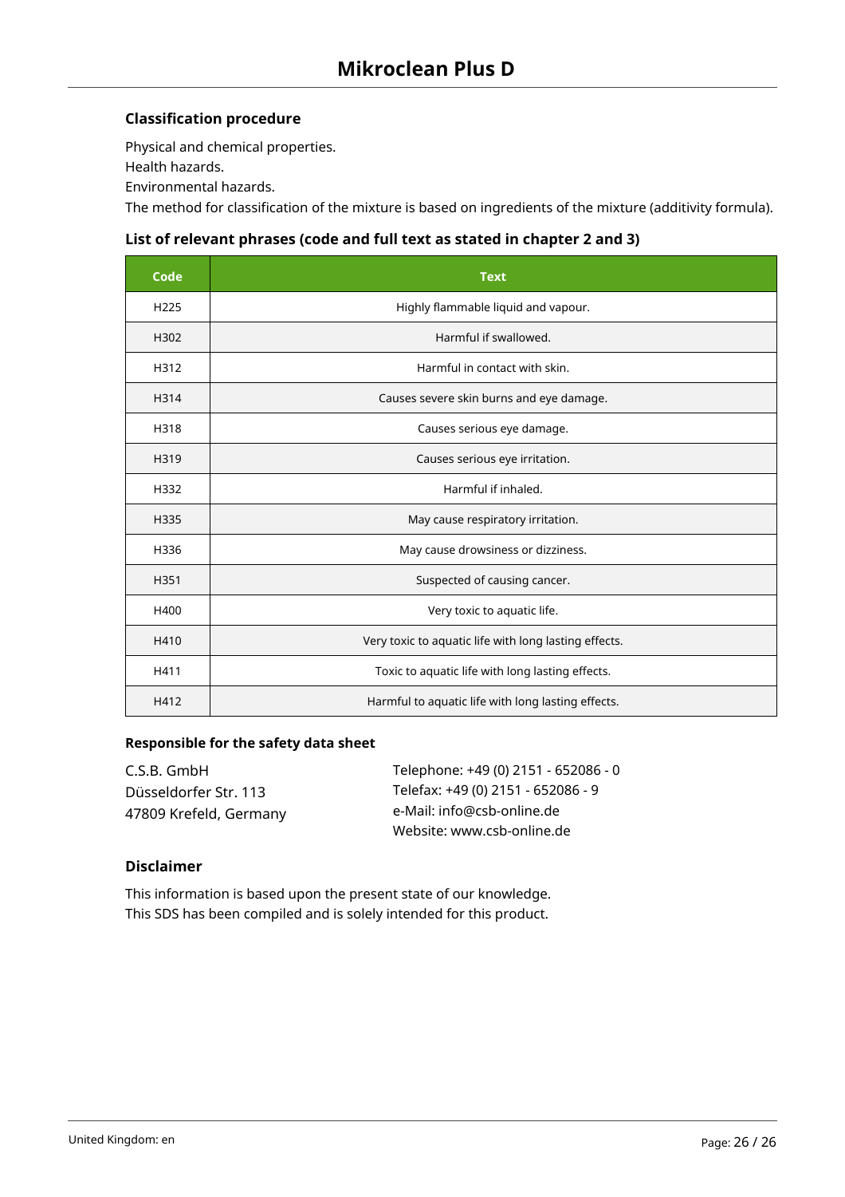### Classification procedure

Physical and chemical properties.
Health hazards.
Environmental hazards.
The method for classification of the mixture is based on ingredients of the mixture (additivity formula).

### List of relevant phrases (code and full text as stated in chapter 2 and 3)

| Code | Text |
|---|---|
| H225 | Highly flammable liquid and vapour. |
| H302 | Harmful if swallowed. |
| H312 | Harmful in contact with skin. |
| H314 | Causes severe skin burns and eye damage. |
| H318 | Causes serious eye damage. |
| H319 | Causes serious eye irritation. |
| H332 | Harmful if inhaled. |
| H335 | May cause respiratory irritation. |
| H336 | May cause drowsiness or dizziness. |
| H351 | Suspected of causing cancer. |
| H400 | Very toxic to aquatic life. |
| H410 | Very toxic to aquatic life with long lasting effects. |
| H411 | Toxic to aquatic life with long lasting effects. |
| H412 | Harmful to aquatic life with long lasting effects. |

### Responsible for the safety data sheet

C.S.B. GmbH
Düsseldorfer Str. 113
47809 Krefeld, Germany

Telephone: +49 (0) 2151 - 652086 - 0
Telefax: +49 (0) 2151 - 652086 - 9
e-Mail: info@csb-online.de
Website: www.csb-online.de

### Disclaimer

This information is based upon the present state of our knowledge.
This SDS has been compiled and is solely intended for this product.